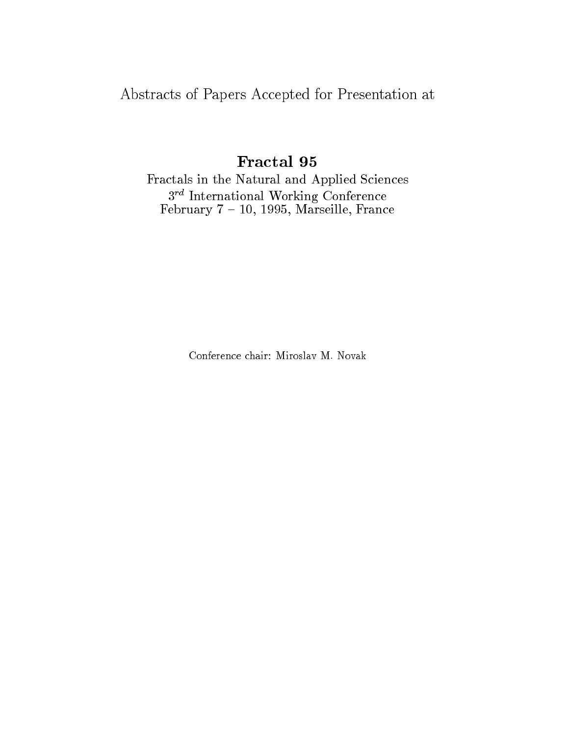Abstracts of Papers Accepted for Presentation at

# Fractal 95

Fractals in the Natural and Applied Sciences

$3^{rd}$ International Working Conference

February 7 – 10, 1995, Marseille, France

Conference chair: Miroslav M. Novak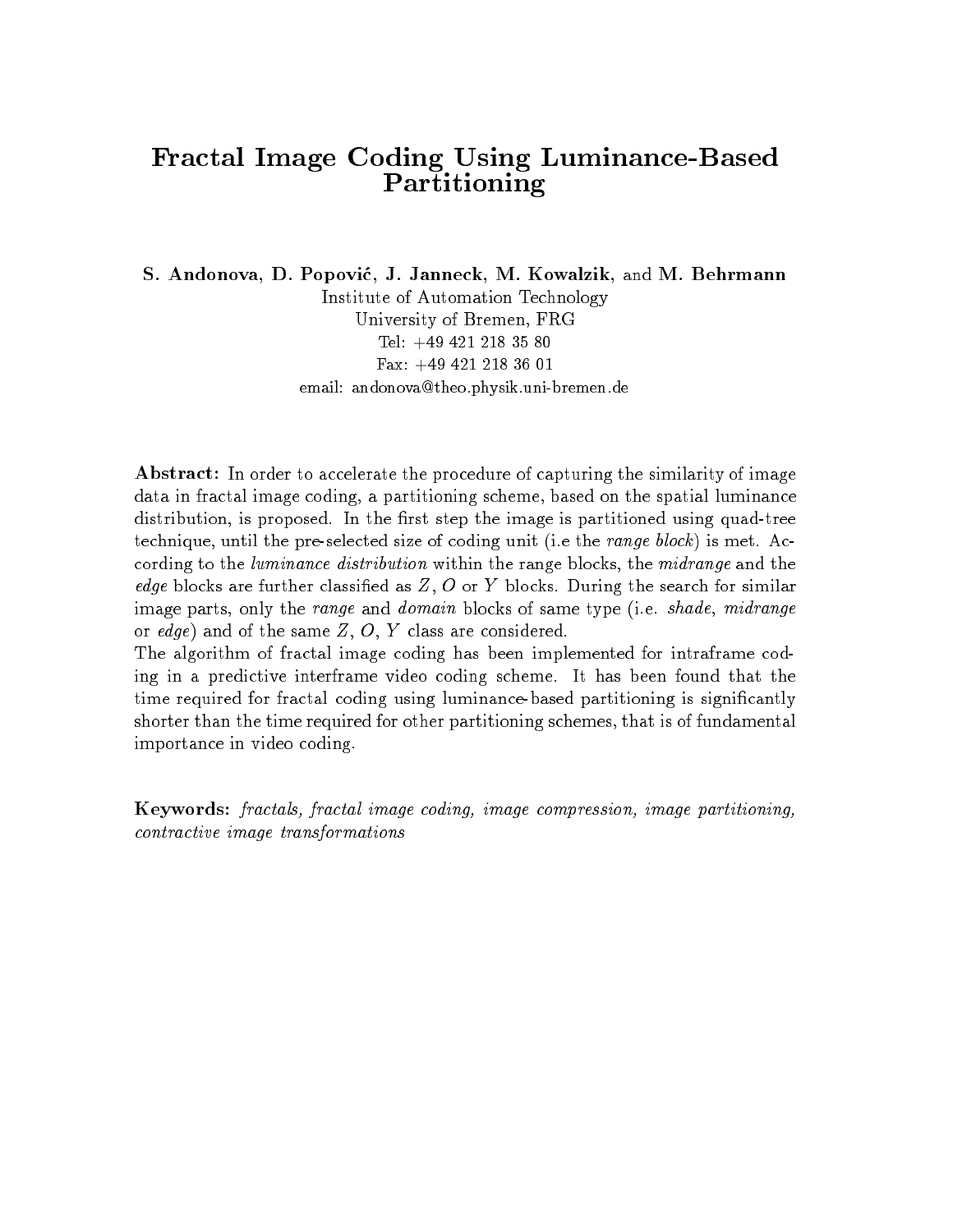# Fractal Image Coding Using Luminance-Based Partitioning

**S. Andonova, D. Popović, J. Janneck, M. Kowalzik,** and **M. Behrmann**

Institute of Automation Technology
University of Bremen, FRG
Tel: +49 421 218 35 80
Fax: +49 421 218 36 01
email: andonova@theo.physik.uni-bremen.de

**Abstract:** In order to accelerate the procedure of capturing the similarity of image data in fractal image coding, a partitioning scheme, based on the spatial luminance distribution, is proposed. In the first step the image is partitioned using quad-tree technique, until the pre-selected size of coding unit (i.e the *range block*) is met. According to the *luminance distribution* within the range blocks, the *midrange* and the *edge* blocks are further classified as $Z$, $O$ or $Y$ blocks. During the search for similar image parts, only the *range* and *domain* blocks of same type (i.e. *shade*, *midrange* or *edge*) and of the same $Z$, $O$, $Y$ class are considered.

The algorithm of fractal image coding has been implemented for intraframe coding in a predictive interframe video coding scheme. It has been found that the time required for fractal coding using luminance-based partitioning is significantly shorter than the time required for other partitioning schemes, that is of fundamental importance in video coding.

**Keywords:** *fractals, fractal image coding, image compression, image partitioning, contractive image transformations*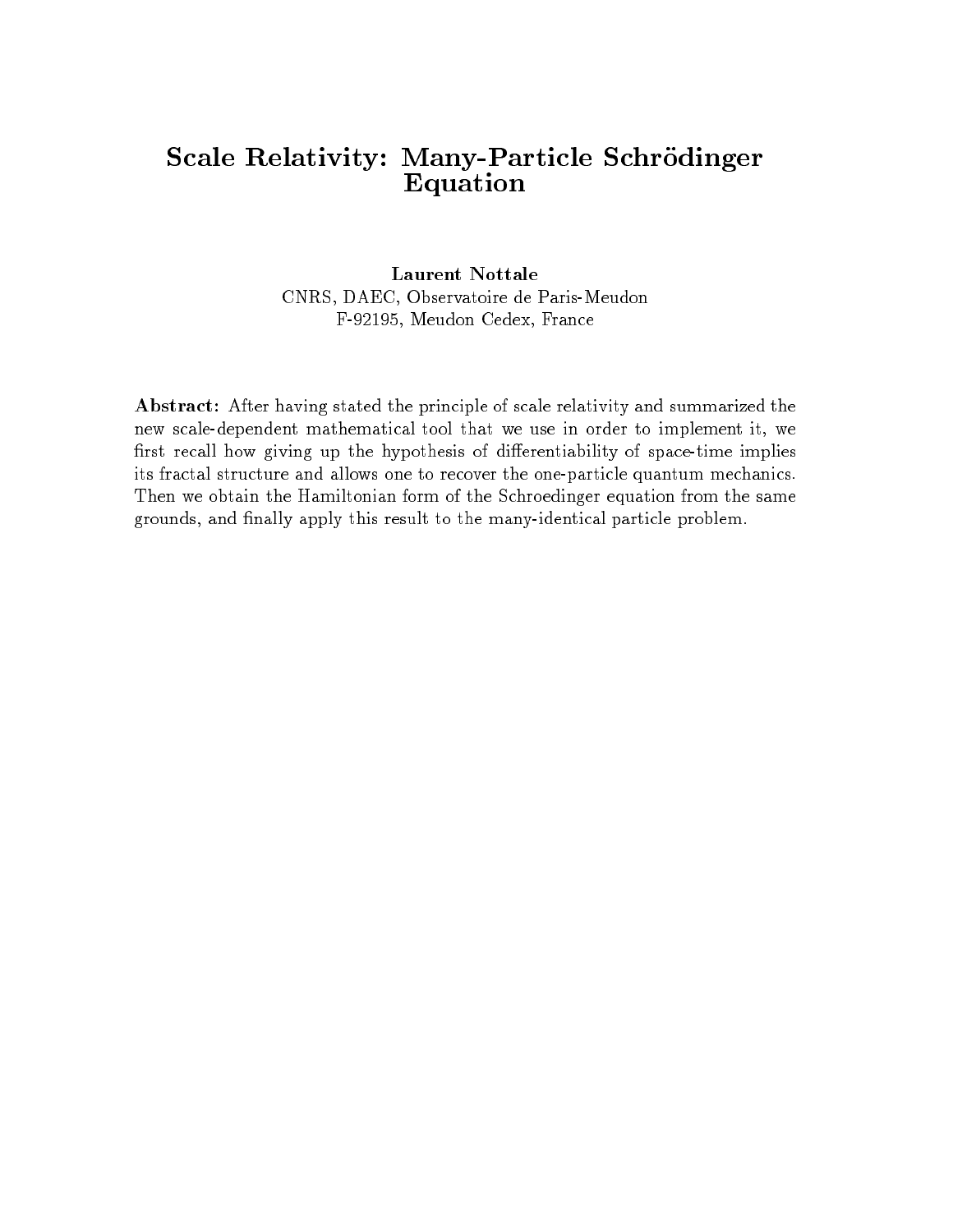# Scale Relativity: Many-Particle Schrödinger Equation

**Laurent Nottale**
CNRS, DAEC, Observatoire de Paris-Meudon
F-92195, Meudon Cedex, France

**Abstract:** After having stated the principle of scale relativity and summarized the new scale-dependent mathematical tool that we use in order to implement it, we first recall how giving up the hypothesis of differentiability of space-time implies its fractal structure and allows one to recover the one-particle quantum mechanics. Then we obtain the Hamiltonian form of the Schroedinger equation from the same grounds, and finally apply this result to the many-identical particle problem.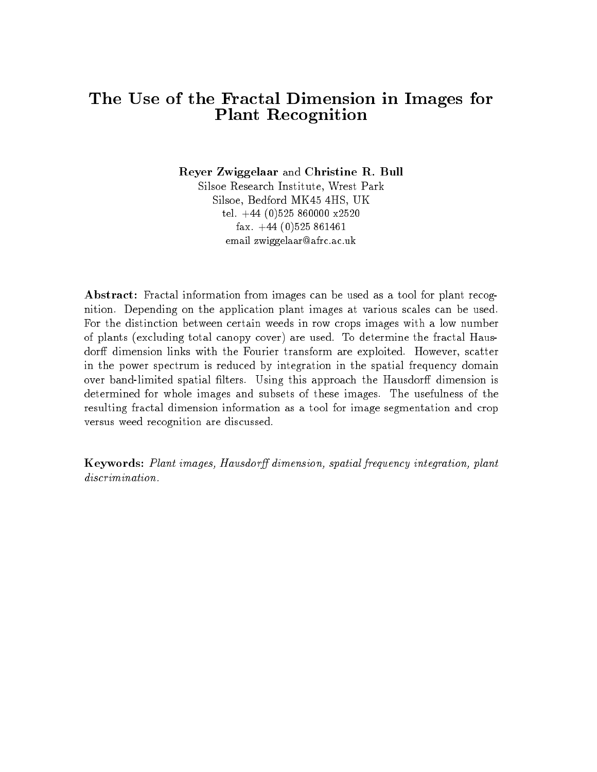# The Use of the Fractal Dimension in Images for Plant Recognition

**Reyer Zwiggelaar** and **Christine R. Bull**
Silsoe Research Institute, Wrest Park
Silsoe, Bedford MK45 4HS, UK
tel. +44 (0)525 860000 x2520
fax. +44 (0)525 861461
email zwiggelaar@afrc.ac.uk

**Abstract:** Fractal information from images can be used as a tool for plant recognition. Depending on the application plant images at various scales can be used. For the distinction between certain weeds in row crops images with a low number of plants (excluding total canopy cover) are used. To determine the fractal Hausdorff dimension links with the Fourier transform are exploited. However, scatter in the power spectrum is reduced by integration in the spatial frequency domain over band-limited spatial filters. Using this approach the Hausdorff dimension is determined for whole images and subsets of these images. The usefulness of the resulting fractal dimension information as a tool for image segmentation and crop versus weed recognition are discussed.

**Keywords:** *Plant images, Hausdorff dimension, spatial frequency integration, plant discrimination.*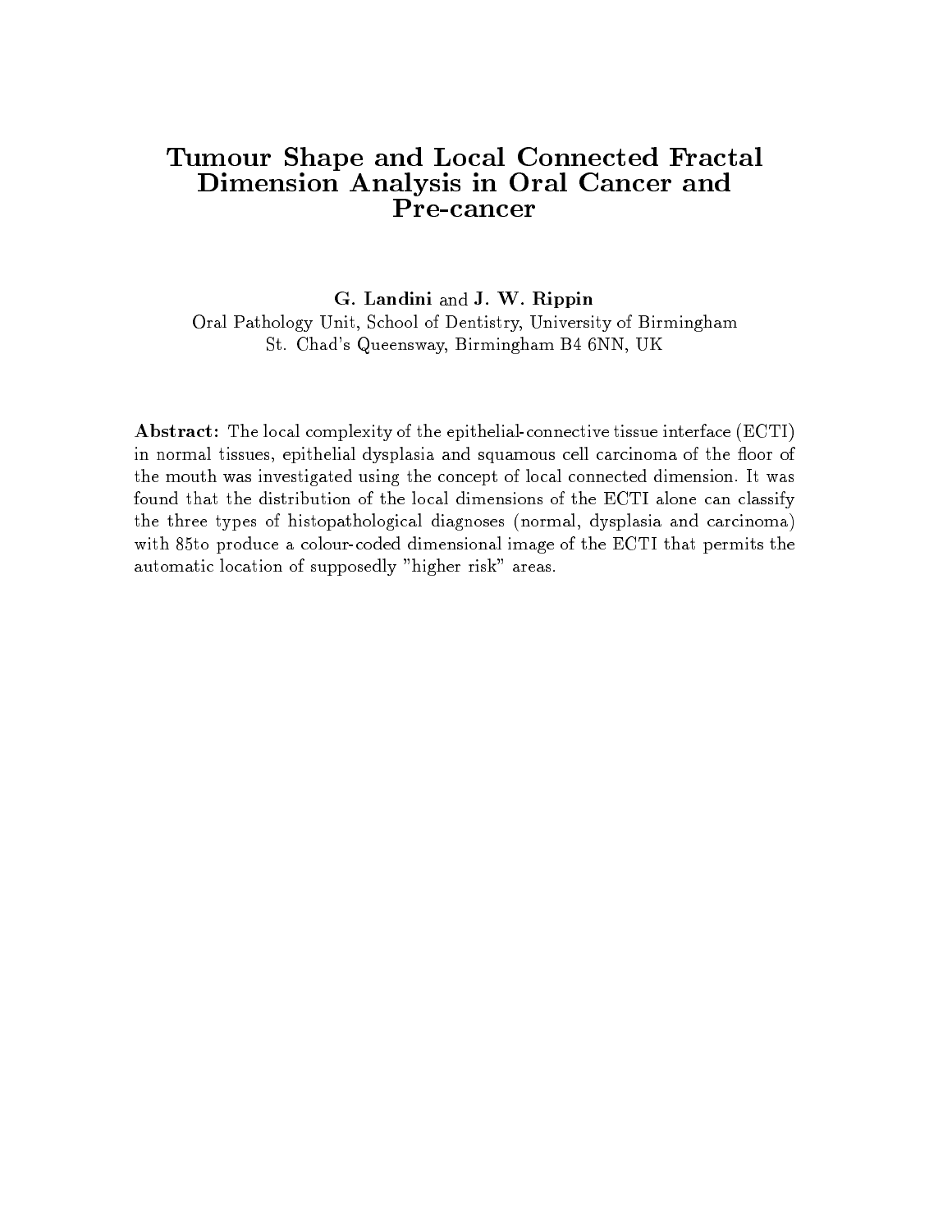# Tumour Shape and Local Connected Fractal Dimension Analysis in Oral Cancer and Pre-cancer

**G. Landini** and **J. W. Rippin**

Oral Pathology Unit, School of Dentistry, University of Birmingham
St. Chad's Queensway, Birmingham B4 6NN, UK

**Abstract:** The local complexity of the epithelial-connective tissue interface (ECTI) in normal tissues, epithelial dysplasia and squamous cell carcinoma of the floor of the mouth was investigated using the concept of local connected dimension. It was found that the distribution of the local dimensions of the ECTI alone can classify the three types of histopathological diagnoses (normal, dysplasia and carcinoma) with 85to produce a colour-coded dimensional image of the ECTI that permits the automatic location of supposedly "higher risk" areas.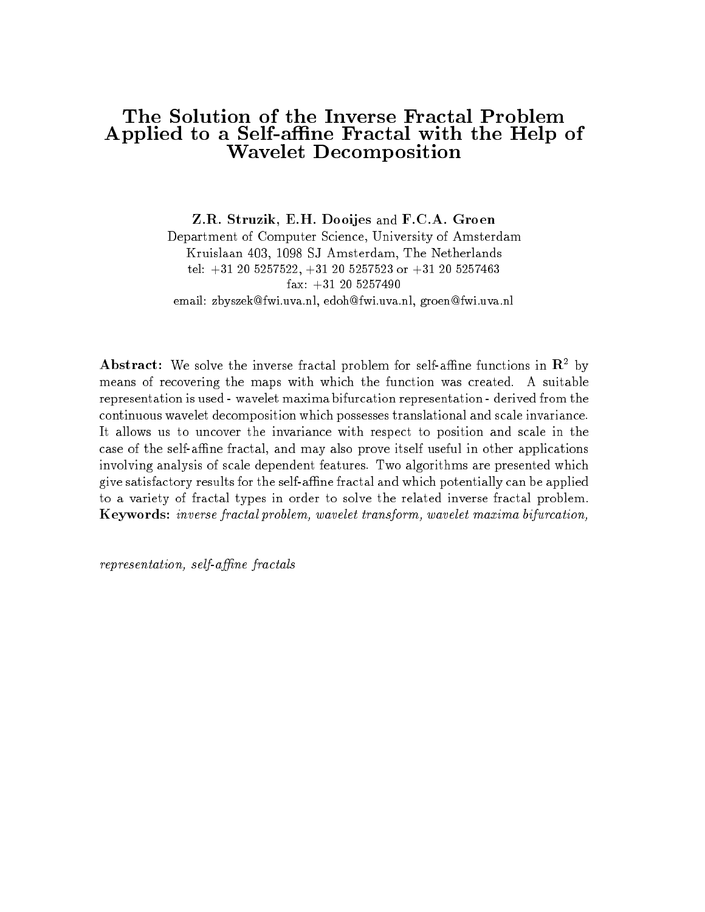# The Solution of the Inverse Fractal Problem Applied to a Self-affine Fractal with the Help of Wavelet Decomposition

**Z.R. Struzik**, **E.H. Dooijes** and **F.C.A. Groen**
Department of Computer Science, University of Amsterdam
Kruislaan 403, 1098 SJ Amsterdam, The Netherlands
tel: +31 20 5257522, +31 20 5257523 or +31 20 5257463
fax: +31 20 5257490
email: zbyszek@fwi.uva.nl, edoh@fwi.uva.nl, groen@fwi.uva.nl

**Abstract:** We solve the inverse fractal problem for self-affine functions in $\mathbf{R}^2$ by means of recovering the maps with which the function was created. A suitable representation is used - wavelet maxima bifurcation representation - derived from the continuous wavelet decomposition which possesses translational and scale invariance. It allows us to uncover the invariance with respect to position and scale in the case of the self-affine fractal, and may also prove itself useful in other applications involving analysis of scale dependent features. Two algorithms are presented which give satisfactory results for the self-affine fractal and which potentially can be applied to a variety of fractal types in order to solve the related inverse fractal problem.
**Keywords:** *inverse fractal problem, wavelet transform, wavelet maxima bifurcation, representation, self-affine fractals*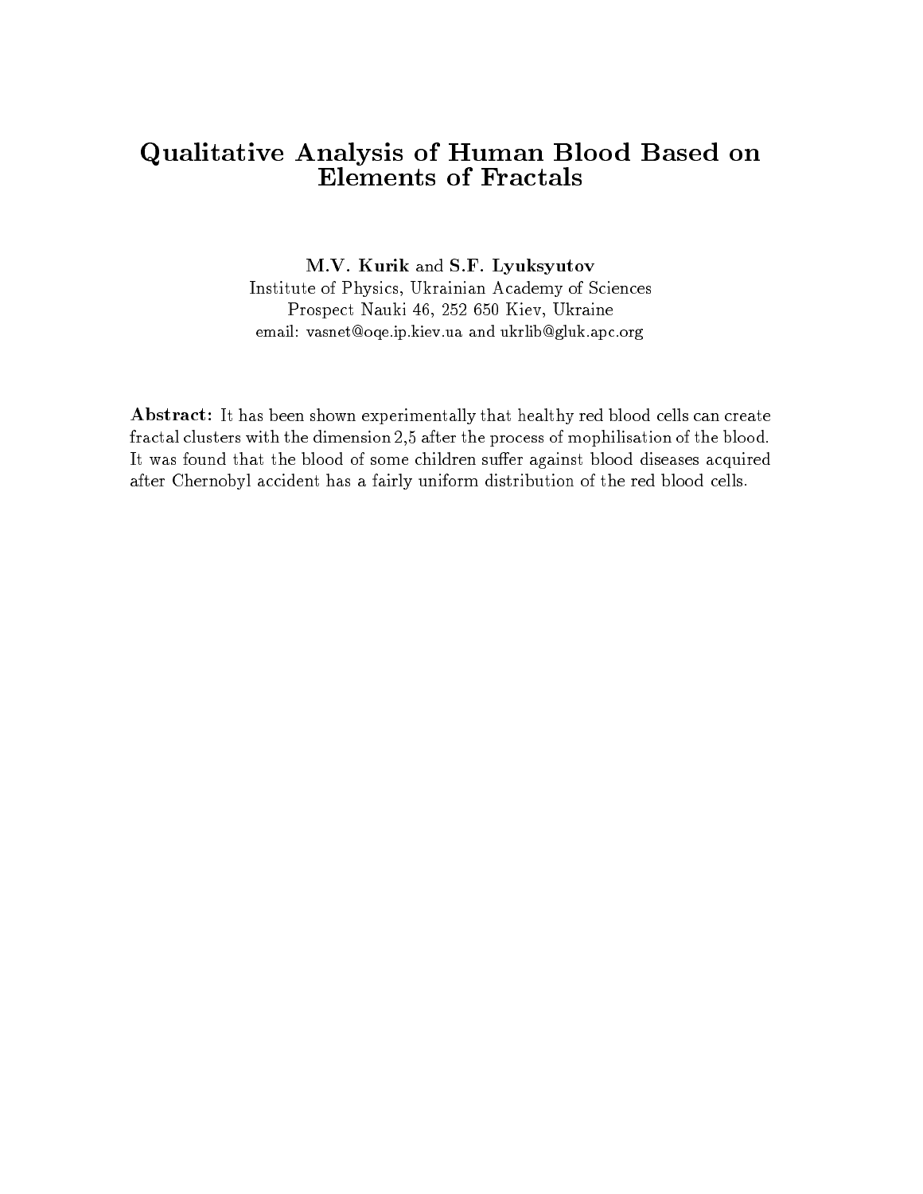# Qualitative Analysis of Human Blood Based on Elements of Fractals

**M.V. Kurik** and **S.F. Lyuksyutov**
Institute of Physics, Ukrainian Academy of Sciences
Prospect Nauki 46, 252 650 Kiev, Ukraine
email: vasnet@oqe.ip.kiev.ua and ukrlib@gluk.apc.org

**Abstract:** It has been shown experimentally that healthy red blood cells can create fractal clusters with the dimension 2,5 after the process of mophilisation of the blood. It was found that the blood of some children suffer against blood diseases acquired after Chernobyl accident has a fairly uniform distribution of the red blood cells.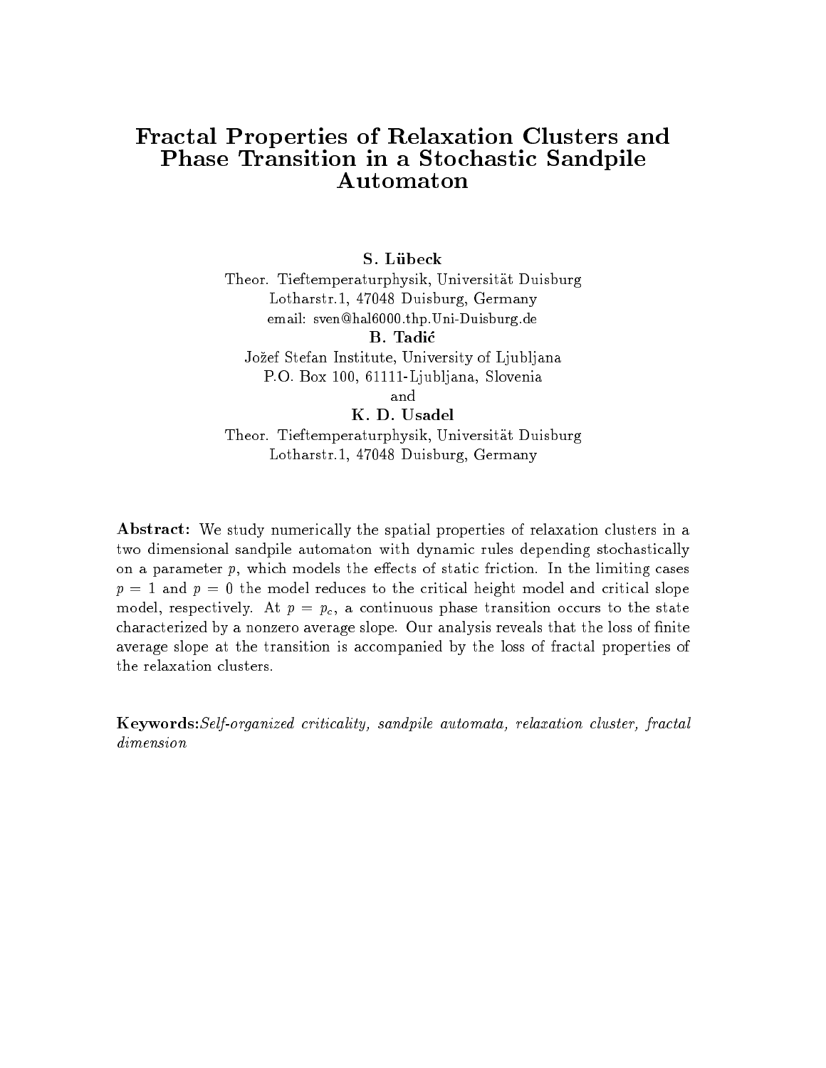# Fractal Properties of Relaxation Clusters and Phase Transition in a Stochastic Sandpile Automaton

**S. Lübeck**

Theor. Tieftemperaturphysik, Universität Duisburg
Lotharstr.1, 47048 Duisburg, Germany
email: sven@hal6000.thp.Uni-Duisburg.de

**B. Tadić**

Jožef Stefan Institute, University of Ljubljana
P.O. Box 100, 61111-Ljubljana, Slovenia

and

**K. D. Usadel**

Theor. Tieftemperaturphysik, Universität Duisburg
Lotharstr.1, 47048 Duisburg, Germany

**Abstract:** We study numerically the spatial properties of relaxation clusters in a two dimensional sandpile automaton with dynamic rules depending stochastically on a parameter $p$, which models the effects of static friction. In the limiting cases $p = 1$ and $p = 0$ the model reduces to the critical height model and critical slope model, respectively. At $p = p_c$, a continuous phase transition occurs to the state characterized by a nonzero average slope. Our analysis reveals that the loss of finite average slope at the transition is accompanied by the loss of fractal properties of the relaxation clusters.

**Keywords:** *Self-organized criticality, sandpile automata, relaxation cluster, fractal dimension*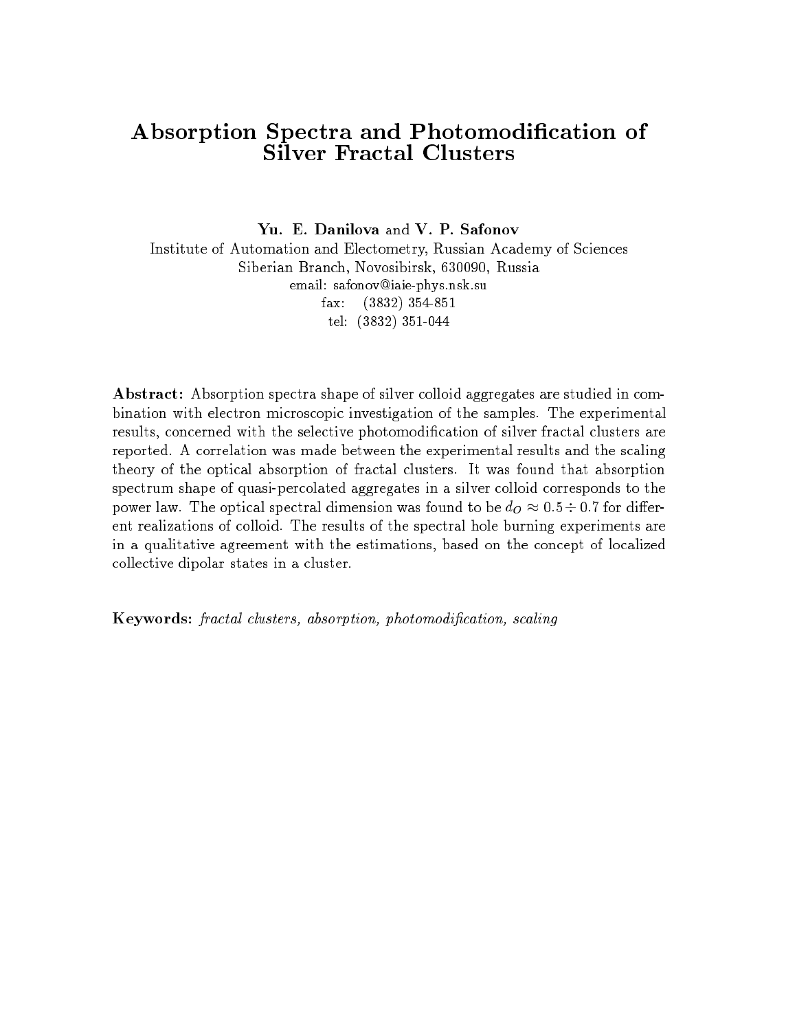# Absorption Spectra and Photomodification of Silver Fractal Clusters

**Yu. E. Danilova** and **V. P. Safonov**

Institute of Automation and Electometry, Russian Academy of Sciences
Siberian Branch, Novosibirsk, 630090, Russia
email: safonov@iaie-phys.nsk.su
fax: (3832) 354-851
tel: (3832) 351-044

**Abstract:** Absorption spectra shape of silver colloid aggregates are studied in combination with electron microscopic investigation of the samples. The experimental results, concerned with the selective photomodification of silver fractal clusters are reported. A correlation was made between the experimental results and the scaling theory of the optical absorption of fractal clusters. It was found that absorption spectrum shape of quasi-percolated aggregates in a silver colloid corresponds to the power law. The optical spectral dimension was found to be $d_O \approx 0.5 \div 0.7$ for different realizations of colloid. The results of the spectral hole burning experiments are in a qualitative agreement with the estimations, based on the concept of localized collective dipolar states in a cluster.

**Keywords:** *fractal clusters, absorption, photomodification, scaling*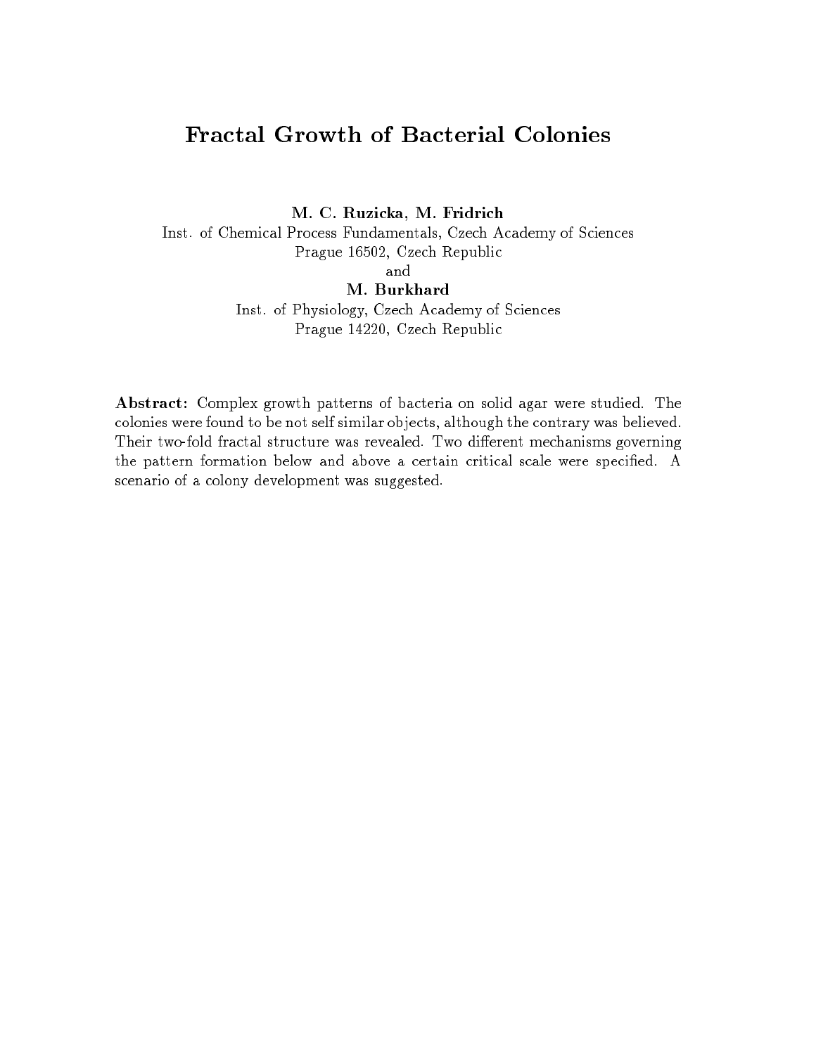# Fractal Growth of Bacterial Colonies

**M. C. Ruzicka, M. Fridrich**
Inst. of Chemical Process Fundamentals, Czech Academy of Sciences
Prague 16502, Czech Republic
and
**M. Burkhard**
Inst. of Physiology, Czech Academy of Sciences
Prague 14220, Czech Republic

**Abstract:** Complex growth patterns of bacteria on solid agar were studied. The colonies were found to be not self similar objects, although the contrary was believed. Their two-fold fractal structure was revealed. Two different mechanisms governing the pattern formation below and above a certain critical scale were specified. A scenario of a colony development was suggested.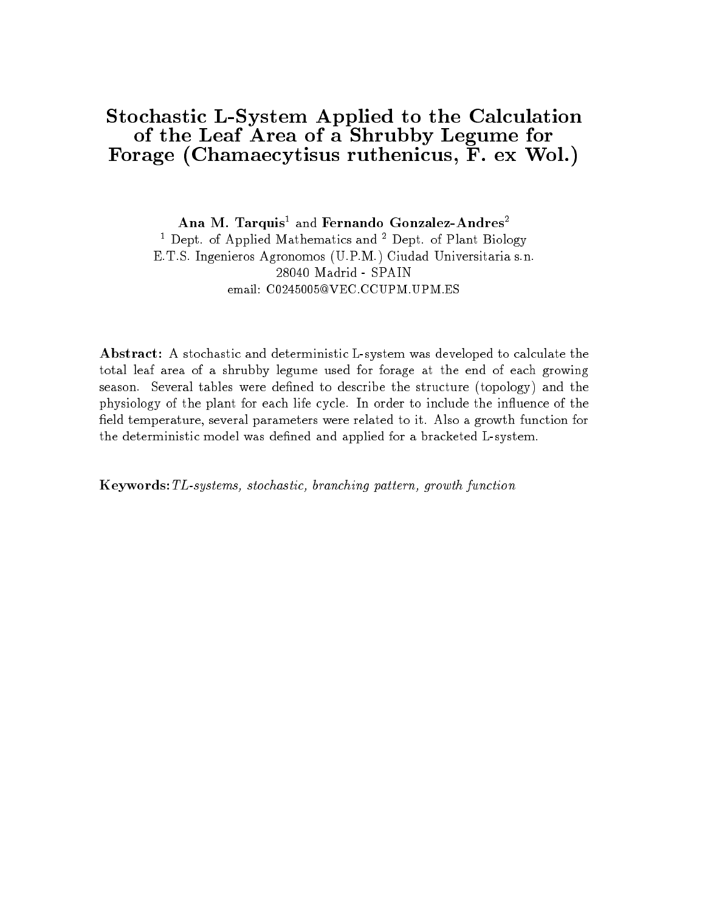# Stochastic L-System Applied to the Calculation of the Leaf Area of a Shrubby Legume for Forage (Chamaecytisus ruthenicus, F. ex Wol.)

**Ana M. Tarquis**[1] and **Fernando Gonzalez-Andres**[2]

[1] Dept. of Applied Mathematics and [2] Dept. of Plant Biology
E.T.S. Ingenieros Agronomos (U.P.M.) Ciudad Universitaria s.n.
28040 Madrid - SPAIN
email: C0245005@VEC.CCUPM.UPM.ES

**Abstract:** A stochastic and deterministic L-system was developed to calculate the total leaf area of a shrubby legume used for forage at the end of each growing season. Several tables were defined to describe the structure (topology) and the physiology of the plant for each life cycle. In order to include the influence of the field temperature, several parameters were related to it. Also a growth function for the deterministic model was defined and applied for a bracketed L-system.

**Keywords:** *TL-systems, stochastic, branching pattern, growth function*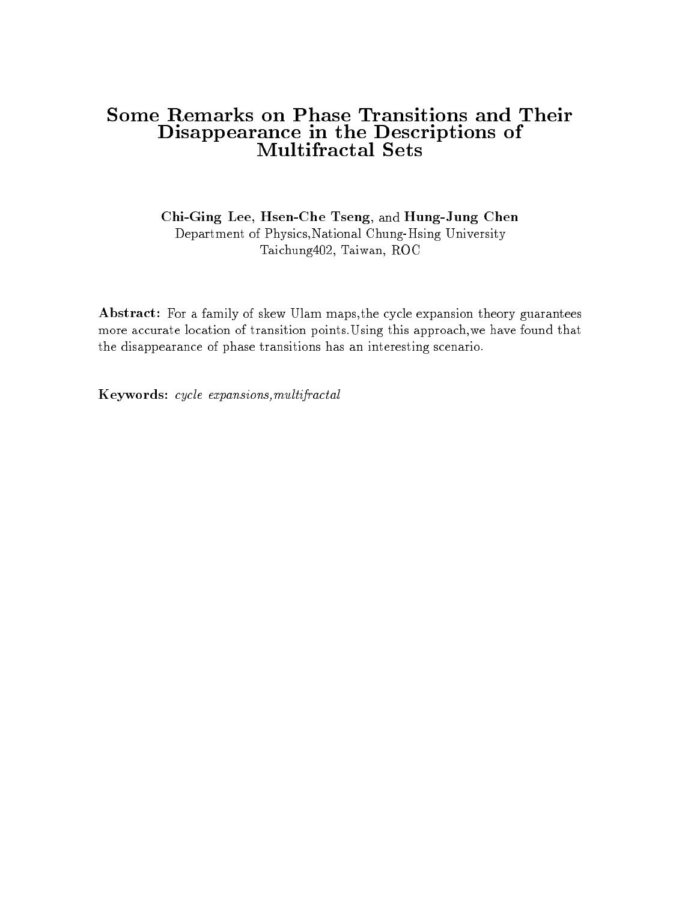# Some Remarks on Phase Transitions and Their Disappearance in the Descriptions of Multifractal Sets

**Chi-Ging Lee**, **Hsen-Che Tseng**, and **Hung-Jung Chen**
Department of Physics,National Chung-Hsing University
Taichung402, Taiwan, ROC

**Abstract:** For a family of skew Ulam maps,the cycle expansion theory guarantees more accurate location of transition points.Using this approach,we have found that the disappearance of phase transitions has an interesting scenario.

**Keywords:** *cycle expansions,multifractal*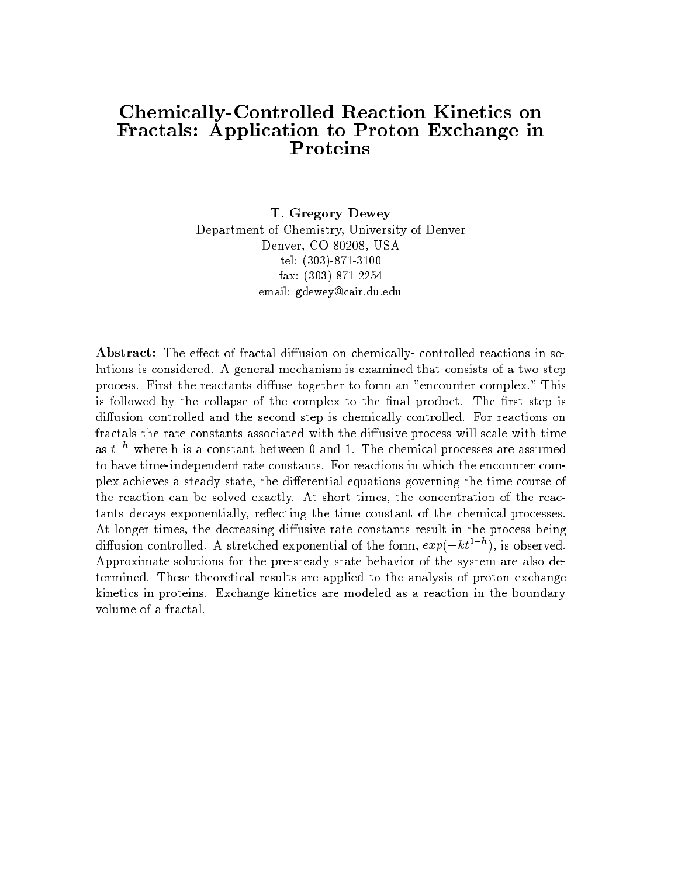# Chemically-Controlled Reaction Kinetics on Fractals: Application to Proton Exchange in Proteins

**T. Gregory Dewey**

Department of Chemistry, University of Denver
Denver, CO 80208, USA
tel: (303)-871-3100
fax: (303)-871-2254
email: gdewey@cair.du.edu

**Abstract:** The effect of fractal diffusion on chemically- controlled reactions in solutions is considered. A general mechanism is examined that consists of a two step process. First the reactants diffuse together to form an "encounter complex." This is followed by the collapse of the complex to the final product. The first step is diffusion controlled and the second step is chemically controlled. For reactions on fractals the rate constants associated with the diffusive process will scale with time as $t^{-h}$ where h is a constant between 0 and 1. The chemical processes are assumed to have time-independent rate constants. For reactions in which the encounter complex achieves a steady state, the differential equations governing the time course of the reaction can be solved exactly. At short times, the concentration of the reactants decays exponentially, reflecting the time constant of the chemical processes. At longer times, the decreasing diffusive rate constants result in the process being diffusion controlled. A stretched exponential of the form, $exp(-kt^{1-h})$, is observed. Approximate solutions for the pre-steady state behavior of the system are also determined. These theoretical results are applied to the analysis of proton exchange kinetics in proteins. Exchange kinetics are modeled as a reaction in the boundary volume of a fractal.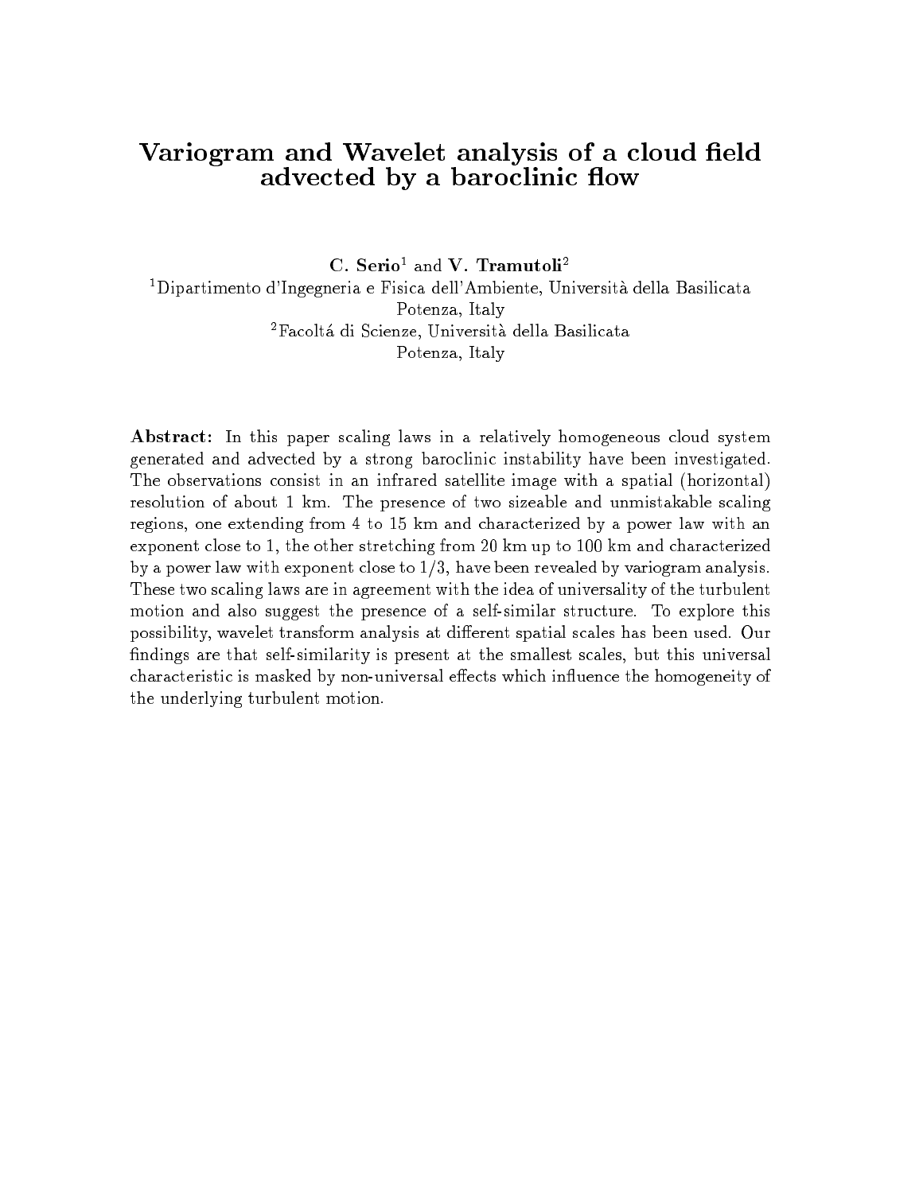# Variogram and Wavelet analysis of a cloud field advected by a baroclinic flow

**C. Serio**[1] and **V. Tramutoli**[2]

[1]Dipartimento d'Ingegneria e Fisica dell'Ambiente, Università della Basilicata
Potenza, Italy

[2]Facoltá di Scienze, Università della Basilicata
Potenza, Italy

**Abstract:** In this paper scaling laws in a relatively homogeneous cloud system generated and advected by a strong baroclinic instability have been investigated. The observations consist in an infrared satellite image with a spatial (horizontal) resolution of about 1 km. The presence of two sizeable and unmistakable scaling regions, one extending from 4 to 15 km and characterized by a power law with an exponent close to 1, the other stretching from 20 km up to 100 km and characterized by a power law with exponent close to 1/3, have been revealed by variogram analysis. These two scaling laws are in agreement with the idea of universality of the turbulent motion and also suggest the presence of a self-similar structure. To explore this possibility, wavelet transform analysis at different spatial scales has been used. Our findings are that self-similarity is present at the smallest scales, but this universal characteristic is masked by non-universal effects which influence the homogeneity of the underlying turbulent motion.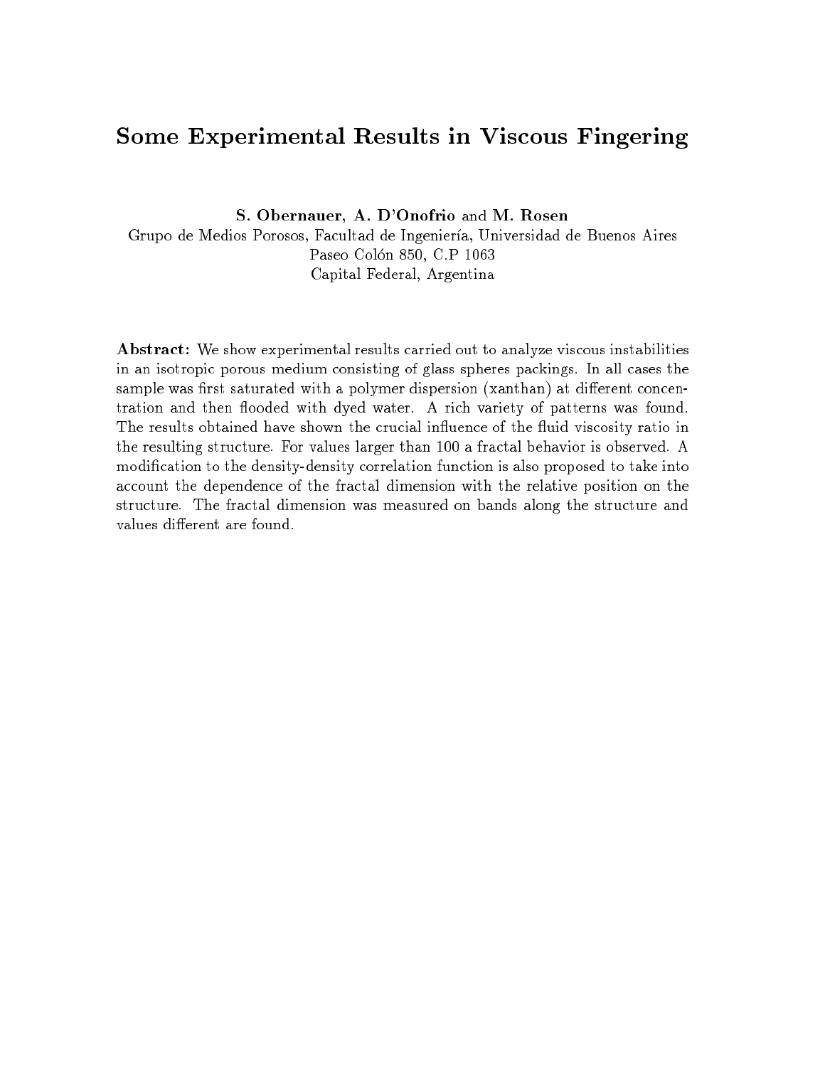# Some Experimental Results in Viscous Fingering

**S. Obernauer**, **A. D'Onofrio** and **M. Rosen**

Grupo de Medios Porosos, Facultad de Ingeniería, Universidad de Buenos Aires
Paseo Colón 850, C.P 1063
Capital Federal, Argentina

**Abstract:** We show experimental results carried out to analyze viscous instabilities in an isotropic porous medium consisting of glass spheres packings. In all cases the sample was first saturated with a polymer dispersion (xanthan) at different concentration and then flooded with dyed water. A rich variety of patterns was found. The results obtained have shown the crucial influence of the fluid viscosity ratio in the resulting structure. For values larger than 100 a fractal behavior is observed. A modification to the density-density correlation function is also proposed to take into account the dependence of the fractal dimension with the relative position on the structure. The fractal dimension was measured on bands along the structure and values different are found.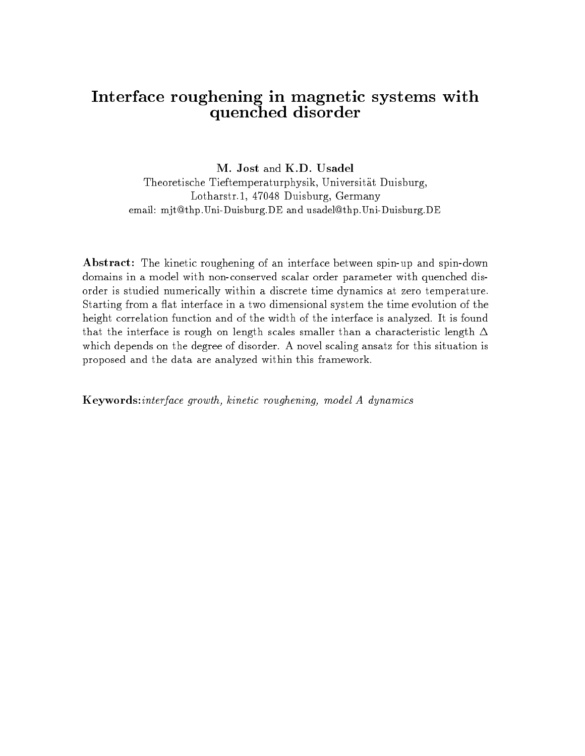# Interface roughening in magnetic systems with quenched disorder

**M. Jost** and **K.D. Usadel**

Theoretische Tieftemperaturphysik, Universität Duisburg,
Lotharstr.1, 47048 Duisburg, Germany
email: mjt@thp.Uni-Duisburg.DE and usadel@thp.Uni-Duisburg.DE

**Abstract:** The kinetic roughening of an interface between spin-up and spin-down domains in a model with non-conserved scalar order parameter with quenched disorder is studied numerically within a discrete time dynamics at zero temperature. Starting from a flat interface in a two dimensional system the time evolution of the height correlation function and of the width of the interface is analyzed. It is found that the interface is rough on length scales smaller than a characteristic length $\Delta$ which depends on the degree of disorder. A novel scaling ansatz for this situation is proposed and the data are analyzed within this framework.

**Keywords:** *interface growth, kinetic roughening, model A dynamics*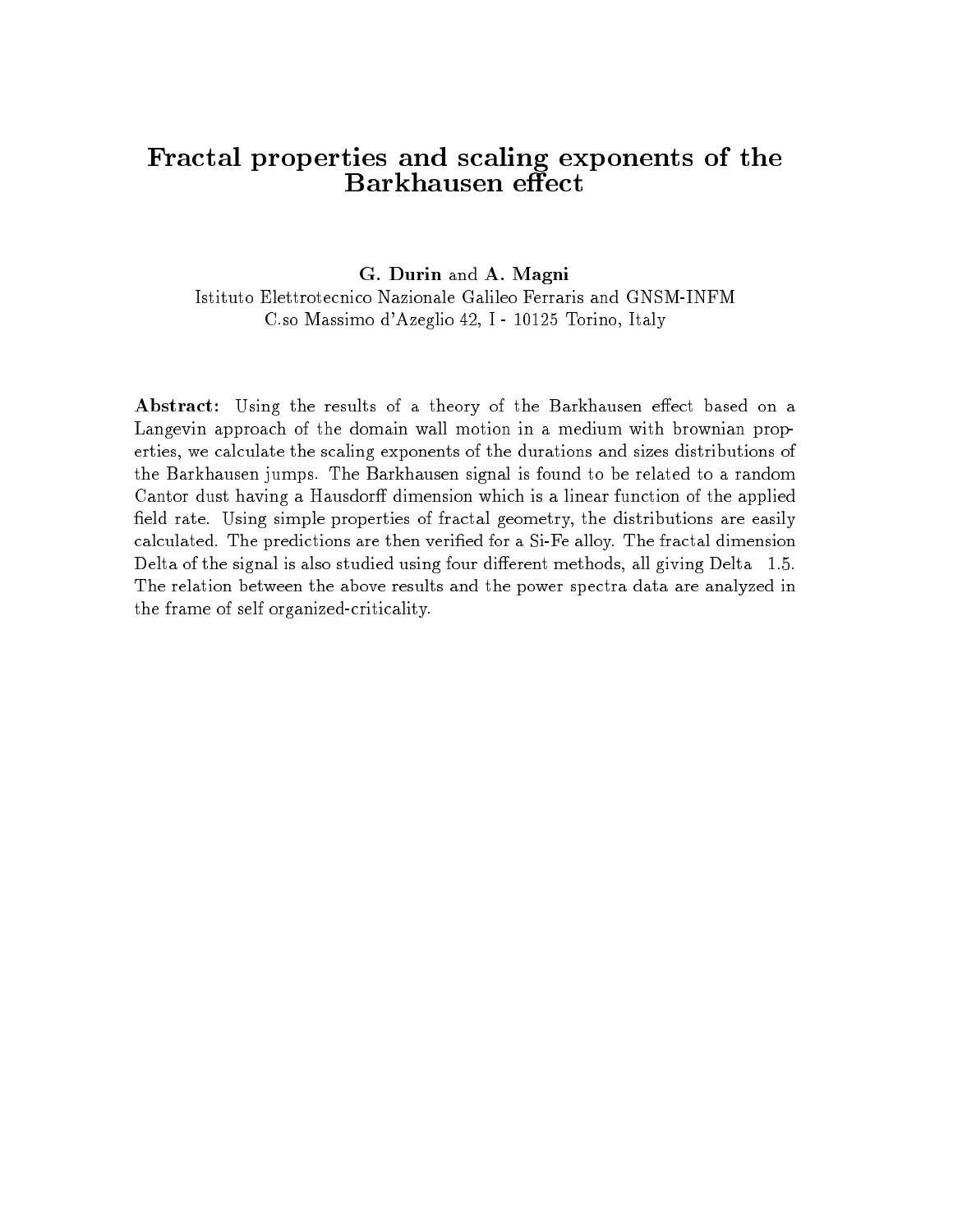# Fractal properties and scaling exponents of the Barkhausen effect

**G. Durin** and **A. Magni**

Istituto Elettrotecnico Nazionale Galileo Ferraris and GNSM-INFM
C.so Massimo d'Azeglio 42, I - 10125 Torino, Italy

**Abstract:** Using the results of a theory of the Barkhausen effect based on a Langevin approach of the domain wall motion in a medium with brownian properties, we calculate the scaling exponents of the durations and sizes distributions of the Barkhausen jumps. The Barkhausen signal is found to be related to a random Cantor dust having a Hausdorff dimension which is a linear function of the applied field rate. Using simple properties of fractal geometry, the distributions are easily calculated. The predictions are then verified for a Si-Fe alloy. The fractal dimension Delta of the signal is also studied using four different methods, all giving Delta 1.5. The relation between the above results and the power spectra data are analyzed in the frame of self organized-criticality.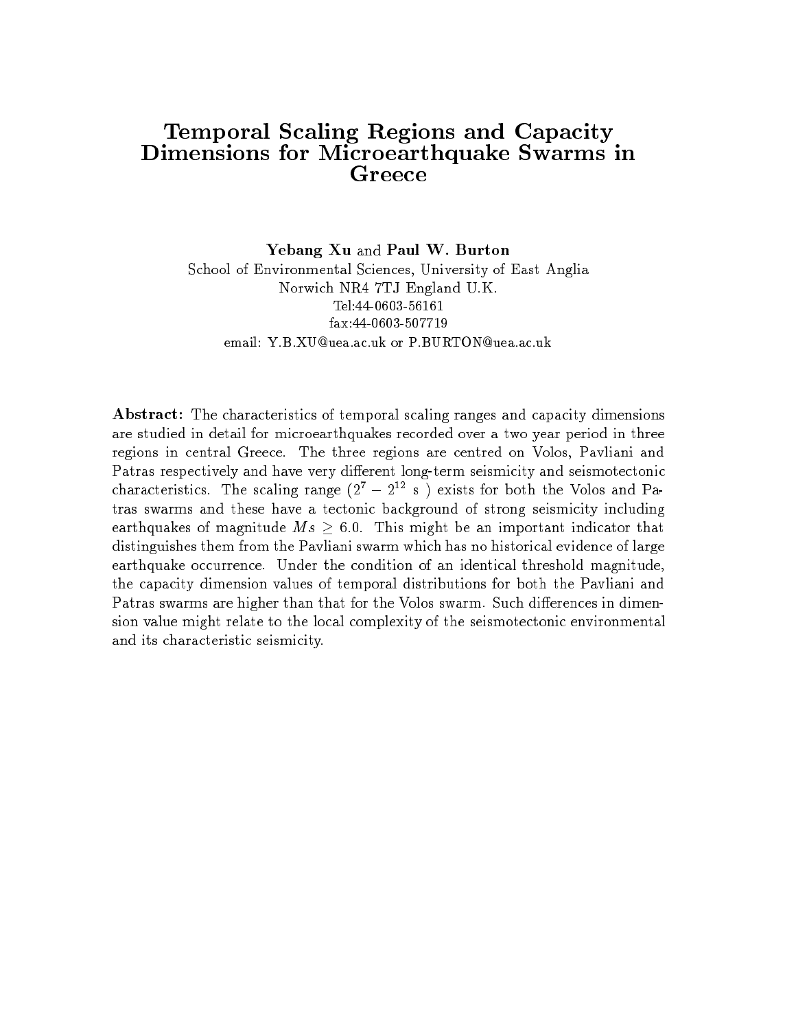# Temporal Scaling Regions and Capacity Dimensions for Microearthquake Swarms in Greece

**Yebang Xu** and **Paul W. Burton**

School of Environmental Sciences, University of East Anglia
Norwich NR4 7TJ England U.K.
Tel:44-0603-56161
fax:44-0603-507719
email: Y.B.XU@uea.ac.uk or P.BURTON@uea.ac.uk

**Abstract:** The characteristics of temporal scaling ranges and capacity dimensions are studied in detail for microearthquakes recorded over a two year period in three regions in central Greece. The three regions are centred on Volos, Pavliani and Patras respectively and have very different long-term seismicity and seismotectonic characteristics. The scaling range ($2^7 - 2^{12}$ s ) exists for both the Volos and Patras swarms and these have a tectonic background of strong seismicity including earthquakes of magnitude $Ms \geq 6.0$. This might be an important indicator that distinguishes them from the Pavliani swarm which has no historical evidence of large earthquake occurrence. Under the condition of an identical threshold magnitude, the capacity dimension values of temporal distributions for both the Pavliani and Patras swarms are higher than that for the Volos swarm. Such differences in dimension value might relate to the local complexity of the seismotectonic environmental and its characteristic seismicity.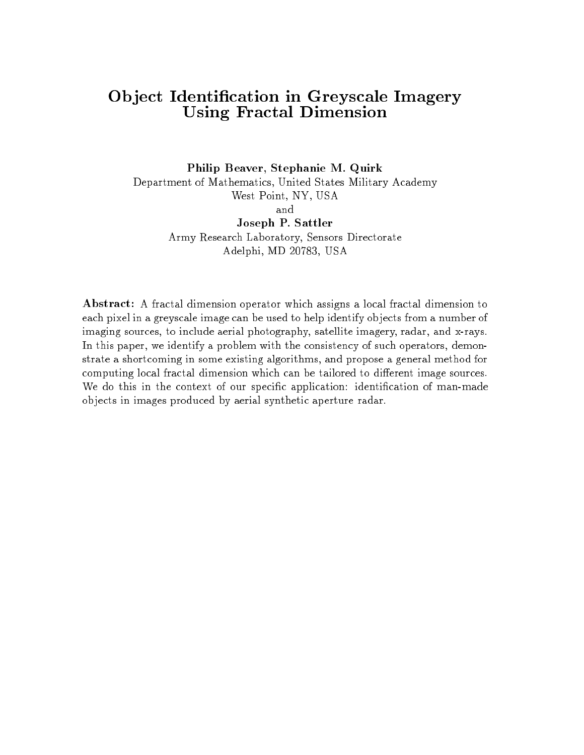# Object Identification in Greyscale Imagery Using Fractal Dimension

**Philip Beaver, Stephanie M. Quirk**
Department of Mathematics, United States Military Academy
West Point, NY, USA
and
**Joseph P. Sattler**
Army Research Laboratory, Sensors Directorate
Adelphi, MD 20783, USA

**Abstract:** A fractal dimension operator which assigns a local fractal dimension to each pixel in a greyscale image can be used to help identify objects from a number of imaging sources, to include aerial photography, satellite imagery, radar, and x-rays. In this paper, we identify a problem with the consistency of such operators, demonstrate a shortcoming in some existing algorithms, and propose a general method for computing local fractal dimension which can be tailored to different image sources. We do this in the context of our specific application: identification of man-made objects in images produced by aerial synthetic aperture radar.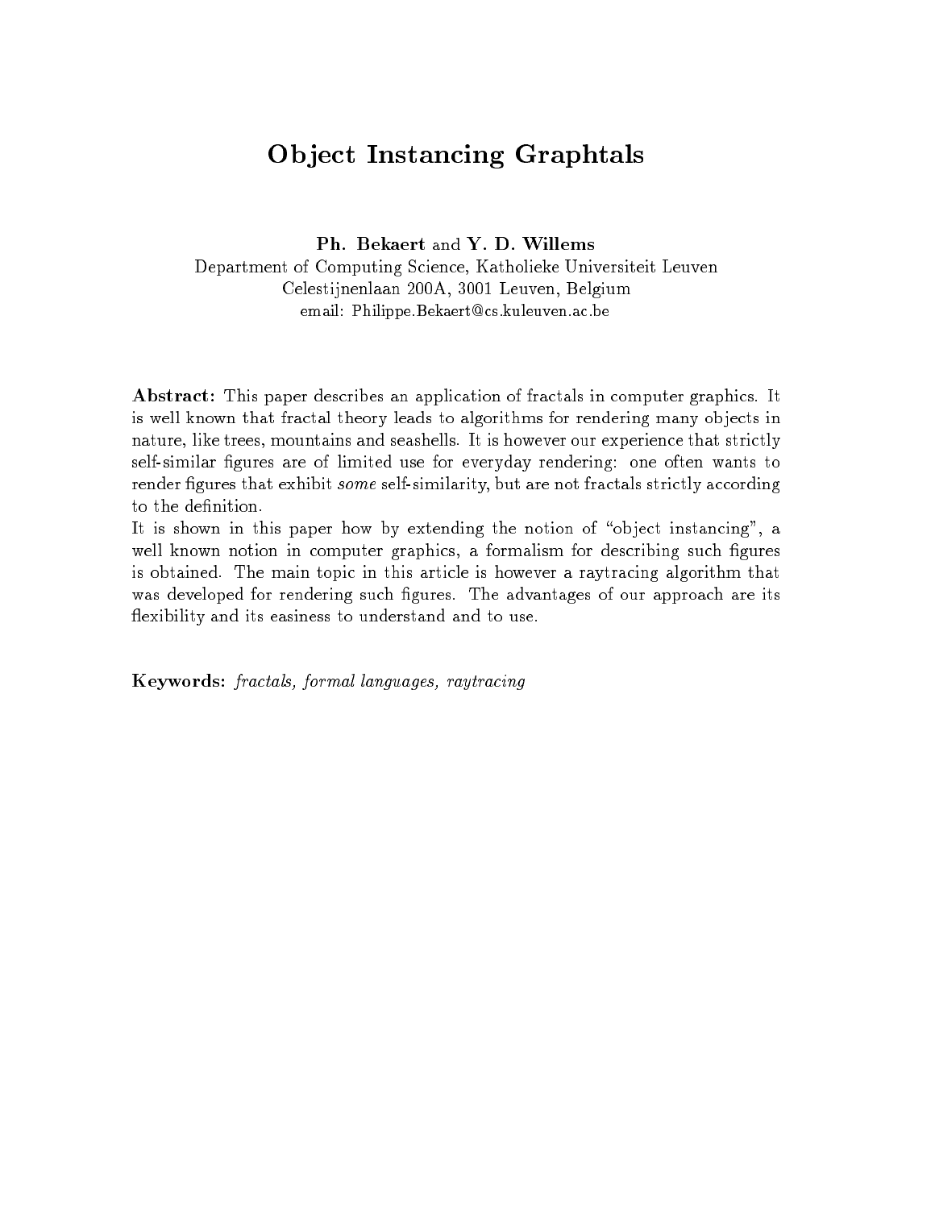# Object Instancing Graphtals

**Ph. Bekaert** and **Y. D. Willems**
Department of Computing Science, Katholieke Universiteit Leuven
Celestijnenlaan 200A, 3001 Leuven, Belgium
email: Philippe.Bekaert@cs.kuleuven.ac.be

**Abstract:** This paper describes an application of fractals in computer graphics. It is well known that fractal theory leads to algorithms for rendering many objects in nature, like trees, mountains and seashells. It is however our experience that strictly self-similar figures are of limited use for everyday rendering: one often wants to render figures that exhibit *some* self-similarity, but are not fractals strictly according to the definition.

It is shown in this paper how by extending the notion of "object instancing", a well known notion in computer graphics, a formalism for describing such figures is obtained. The main topic in this article is however a raytracing algorithm that was developed for rendering such figures. The advantages of our approach are its flexibility and its easiness to understand and to use.

**Keywords:** *fractals, formal languages, raytracing*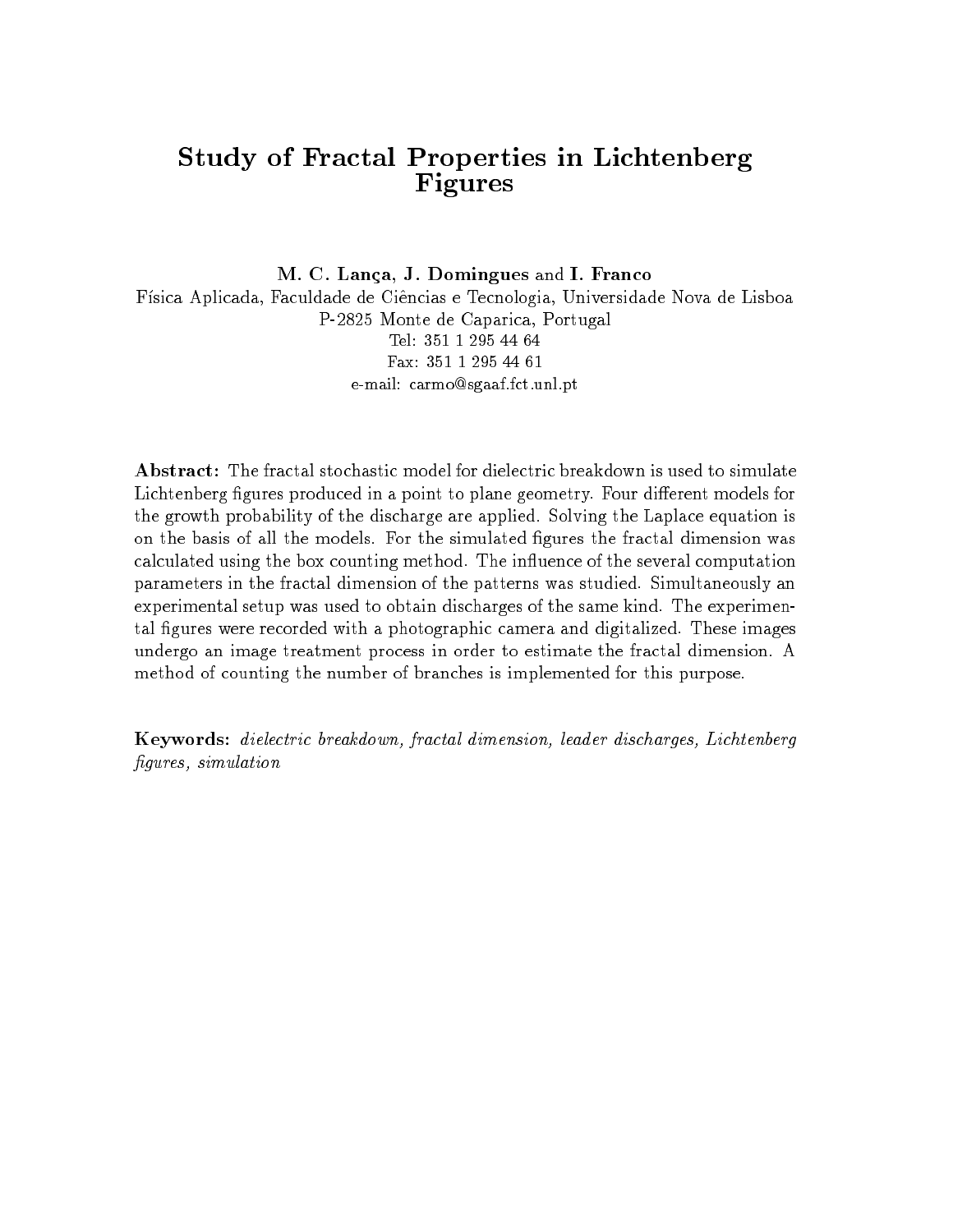# Study of Fractal Properties in Lichtenberg Figures

**M. C. Lança, J. Domingues** and **I. Franco**

Física Aplicada, Faculdade de Ciências e Tecnologia, Universidade Nova de Lisboa
P-2825 Monte de Caparica, Portugal
Tel: 351 1 295 44 64
Fax: 351 1 295 44 61
e-mail: carmo@sgaaf.fct.unl.pt

**Abstract:** The fractal stochastic model for dielectric breakdown is used to simulate Lichtenberg figures produced in a point to plane geometry. Four different models for the growth probability of the discharge are applied. Solving the Laplace equation is on the basis of all the models. For the simulated figures the fractal dimension was calculated using the box counting method. The influence of the several computation parameters in the fractal dimension of the patterns was studied. Simultaneously an experimental setup was used to obtain discharges of the same kind. The experimental figures were recorded with a photographic camera and digitalized. These images undergo an image treatment process in order to estimate the fractal dimension. A method of counting the number of branches is implemented for this purpose.

**Keywords:** *dielectric breakdown, fractal dimension, leader discharges, Lichtenberg figures, simulation*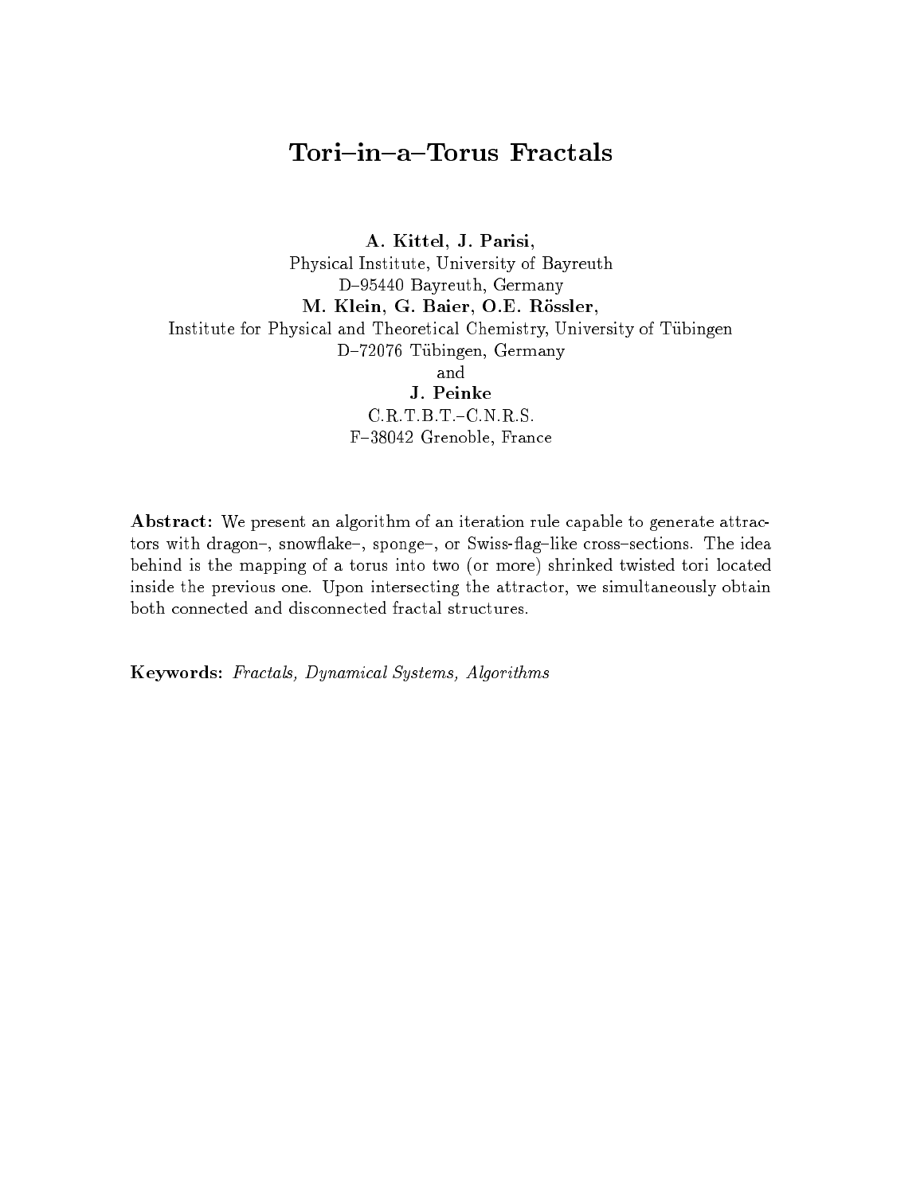# Tori–in–a–Torus Fractals

**A. Kittel, J. Parisi,**
Physical Institute, University of Bayreuth
D–95440 Bayreuth, Germany
**M. Klein, G. Baier, O.E. Rössler,**
Institute for Physical and Theoretical Chemistry, University of Tübingen
D–72076 Tübingen, Germany
and
**J. Peinke**
C.R.T.B.T.–C.N.R.S.
F–38042 Grenoble, France

**Abstract:** We present an algorithm of an iteration rule capable to generate attractors with dragon–, snowflake–, sponge–, or Swiss-flag–like cross–sections. The idea behind is the mapping of a torus into two (or more) shrinked twisted tori located inside the previous one. Upon intersecting the attractor, we simultaneously obtain both connected and disconnected fractal structures.

**Keywords:** *Fractals, Dynamical Systems, Algorithms*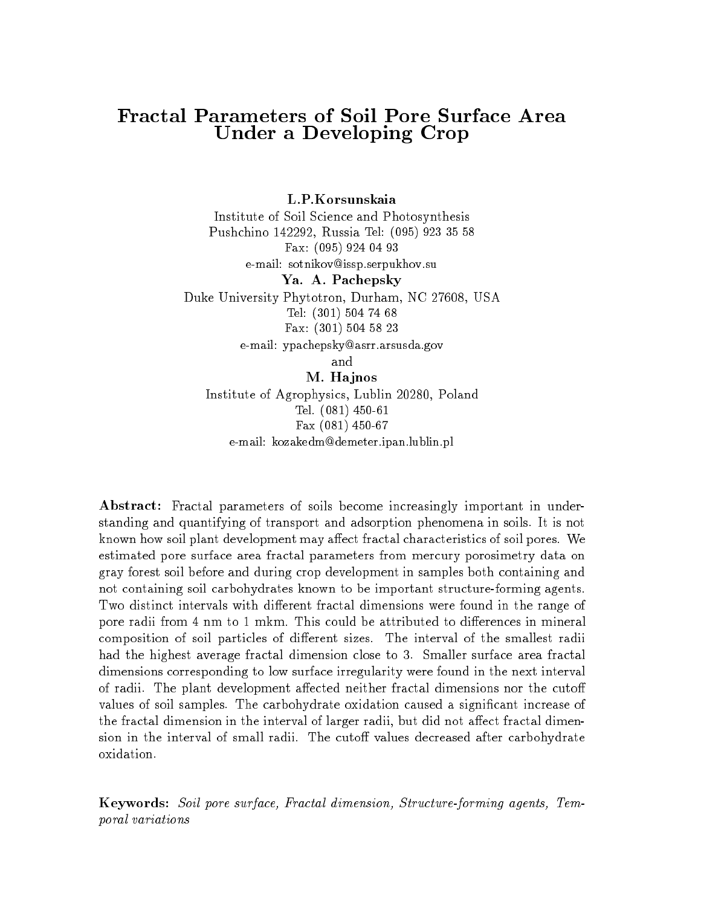# Fractal Parameters of Soil Pore Surface Area Under a Developing Crop

**L.P.Korsunskaia**

Institute of Soil Science and Photosynthesis
Pushchino 142292, Russia Tel: (095) 923 35 58
Fax: (095) 924 04 93
e-mail: sotnikov@issp.serpukhov.su

**Ya. A. Pachepsky**

Duke University Phytotron, Durham, NC 27608, USA
Tel: (301) 504 74 68
Fax: (301) 504 58 23
e-mail: ypachepsky@asrr.arsusda.gov

and

**M. Hajnos**

Institute of Agrophysics, Lublin 20280, Poland
Tel. (081) 450-61
Fax (081) 450-67
e-mail: kozakedm@demeter.ipan.lublin.pl

**Abstract:** Fractal parameters of soils become increasingly important in understanding and quantifying of transport and adsorption phenomena in soils. It is not known how soil plant development may affect fractal characteristics of soil pores. We estimated pore surface area fractal parameters from mercury porosimetry data on gray forest soil before and during crop development in samples both containing and not containing soil carbohydrates known to be important structure-forming agents. Two distinct intervals with different fractal dimensions were found in the range of pore radii from 4 nm to 1 mkm. This could be attributed to differences in mineral composition of soil particles of different sizes. The interval of the smallest radii had the highest average fractal dimension close to 3. Smaller surface area fractal dimensions corresponding to low surface irregularity were found in the next interval of radii. The plant development affected neither fractal dimensions nor the cutoff values of soil samples. The carbohydrate oxidation caused a significant increase of the fractal dimension in the interval of larger radii, but did not affect fractal dimension in the interval of small radii. The cutoff values decreased after carbohydrate oxidation.

**Keywords:** *Soil pore surface, Fractal dimension, Structure-forming agents, Temporal variations*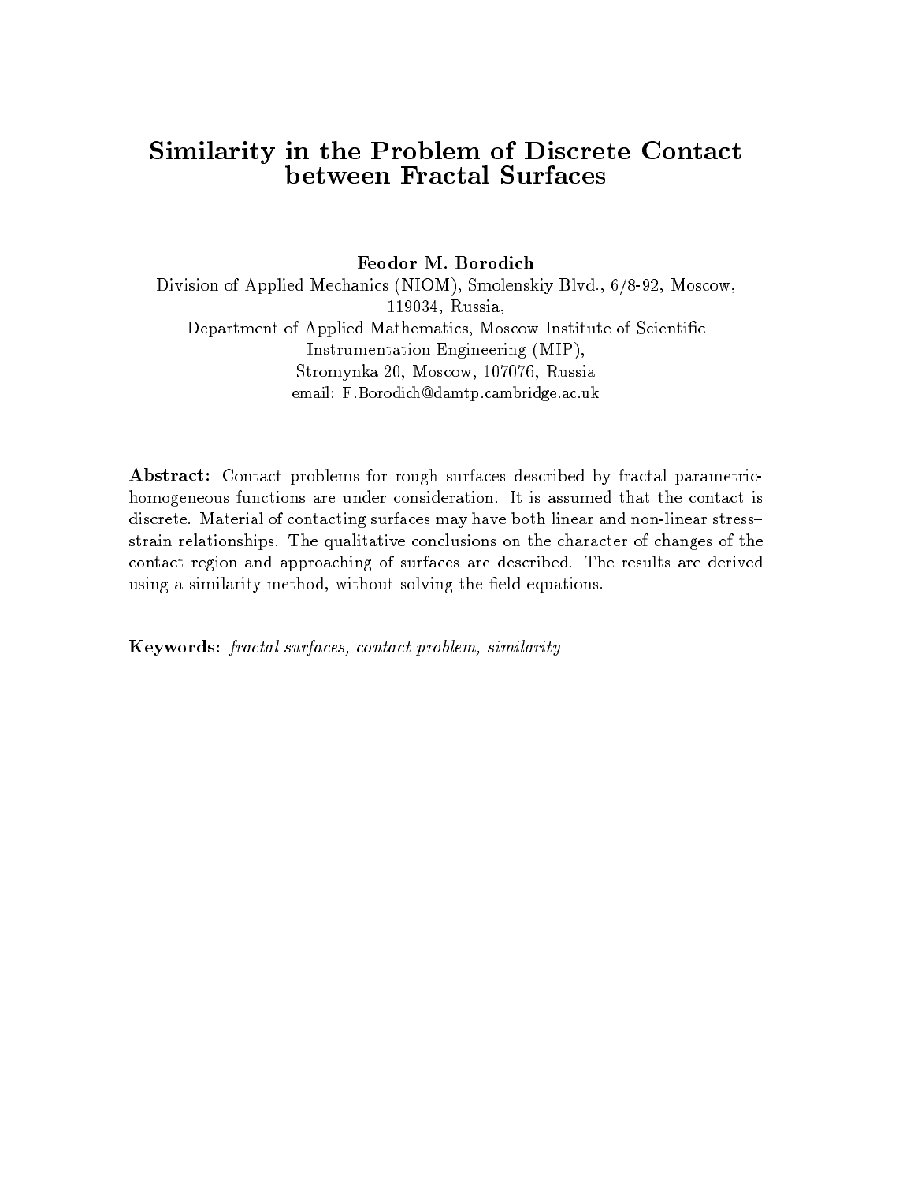# Similarity in the Problem of Discrete Contact between Fractal Surfaces

**Feodor M. Borodich**

Division of Applied Mechanics (NIOM), Smolenskiy Blvd., 6/8-92, Moscow, 119034, Russia,

Department of Applied Mathematics, Moscow Institute of Scientific Instrumentation Engineering (MIP),

Stromynka 20, Moscow, 107076, Russia

email: F.Borodich@damtp.cambridge.ac.uk

**Abstract:** Contact problems for rough surfaces described by fractal parametric-homogeneous functions are under consideration. It is assumed that the contact is discrete. Material of contacting surfaces may have both linear and non-linear stress–strain relationships. The qualitative conclusions on the character of changes of the contact region and approaching of surfaces are described. The results are derived using a similarity method, without solving the field equations.

**Keywords:** *fractal surfaces, contact problem, similarity*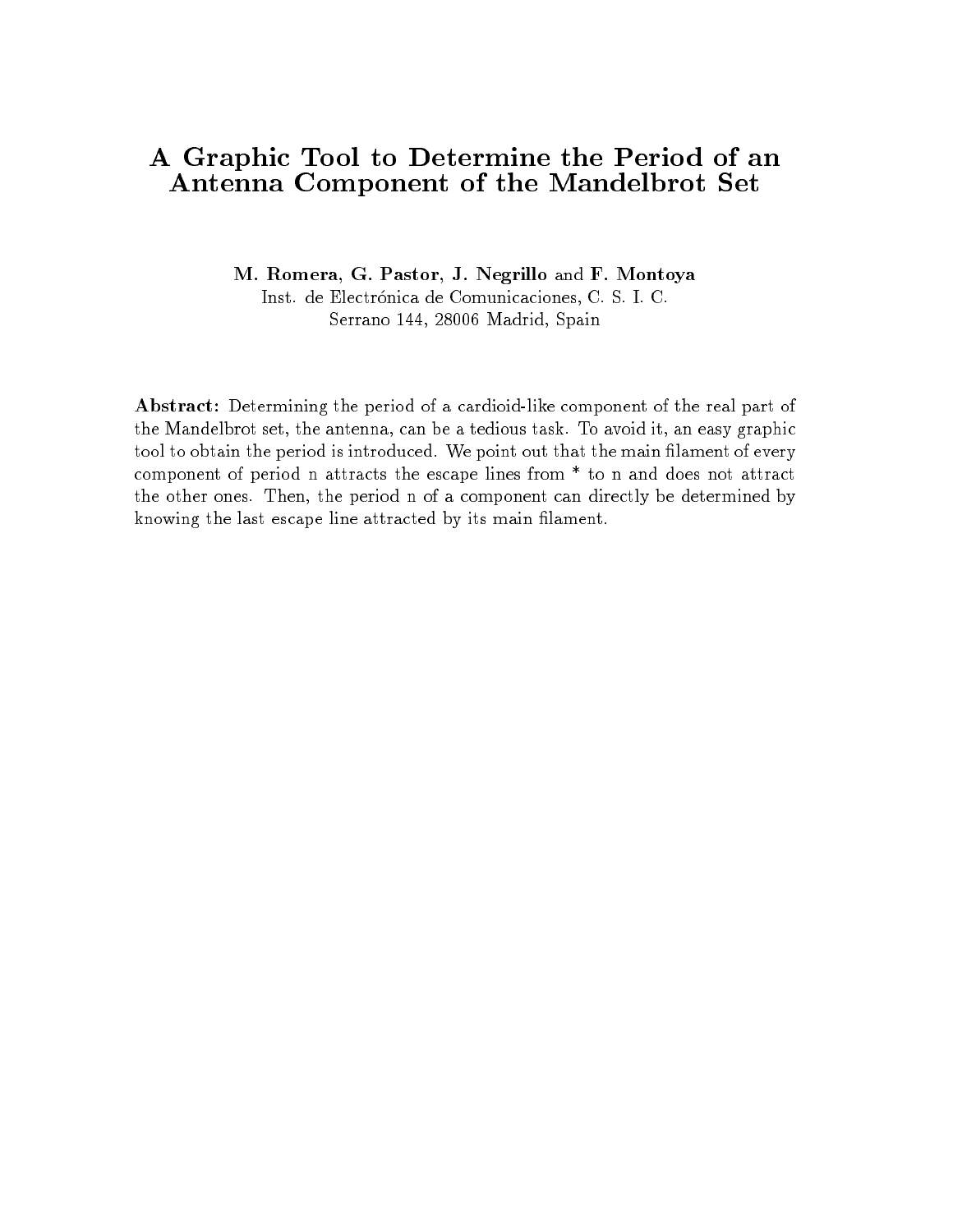# A Graphic Tool to Determine the Period of an Antenna Component of the Mandelbrot Set

**M. Romera, G. Pastor, J. Negrillo** and **F. Montoya**
Inst. de Electrónica de Comunicaciones, C. S. I. C.
Serrano 144, 28006 Madrid, Spain

**Abstract:** Determining the period of a cardioid-like component of the real part of the Mandelbrot set, the antenna, can be a tedious task. To avoid it, an easy graphic tool to obtain the period is introduced. We point out that the main filament of every component of period n attracts the escape lines from * to n and does not attract the other ones. Then, the period n of a component can directly be determined by knowing the last escape line attracted by its main filament.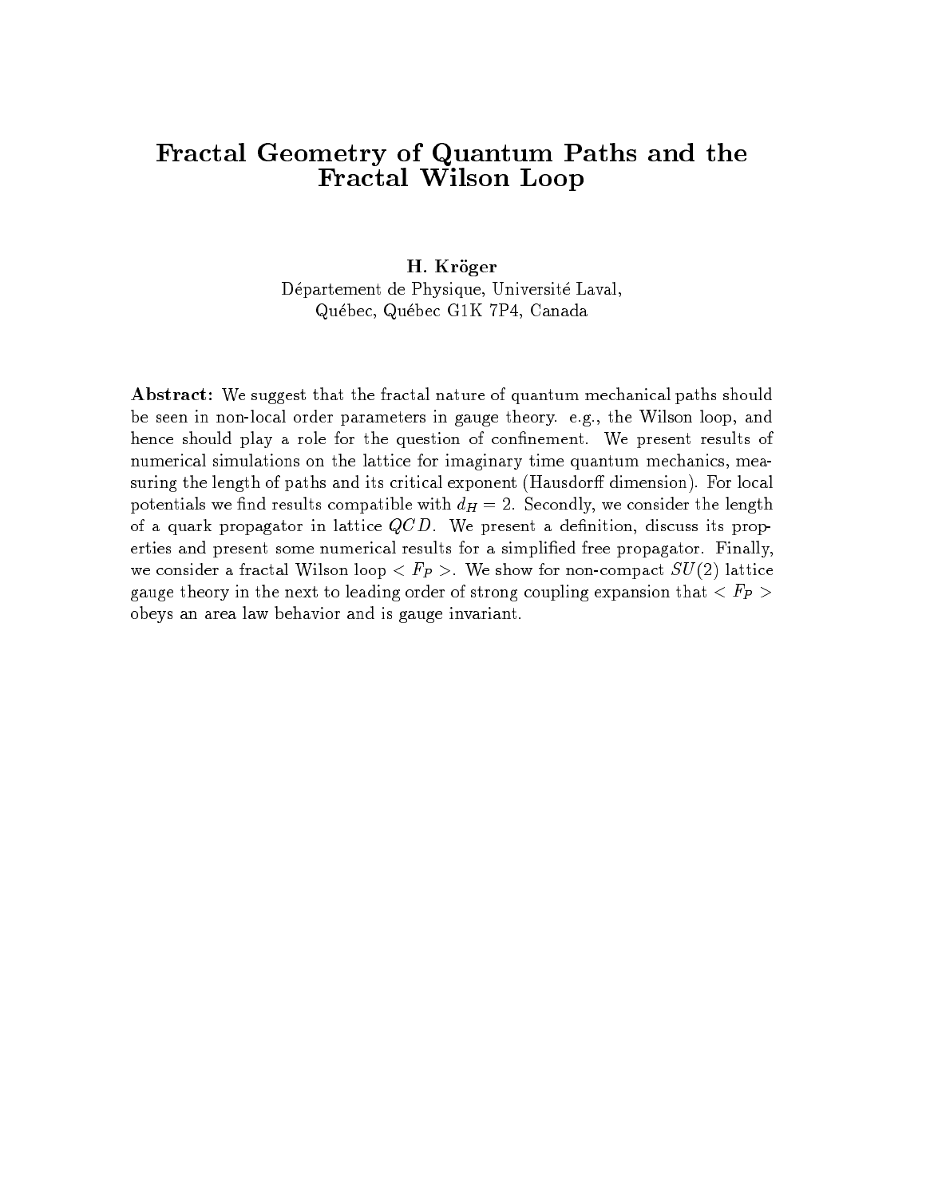# Fractal Geometry of Quantum Paths and the Fractal Wilson Loop

**H. Kröger**

Département de Physique, Université Laval,
Québec, Québec G1K 7P4, Canada

**Abstract:** We suggest that the fractal nature of quantum mechanical paths should be seen in non-local order parameters in gauge theory. e.g., the Wilson loop, and hence should play a role for the question of confinement. We present results of numerical simulations on the lattice for imaginary time quantum mechanics, measuring the length of paths and its critical exponent (Hausdorff dimension). For local potentials we find results compatible with $d_H = 2$. Secondly, we consider the length of a quark propagator in lattice $QCD$. We present a definition, discuss its properties and present some numerical results for a simplified free propagator. Finally, we consider a fractal Wilson loop $< F_P >$. We show for non-compact $SU(2)$ lattice gauge theory in the next to leading order of strong coupling expansion that $< F_P >$ obeys an area law behavior and is gauge invariant.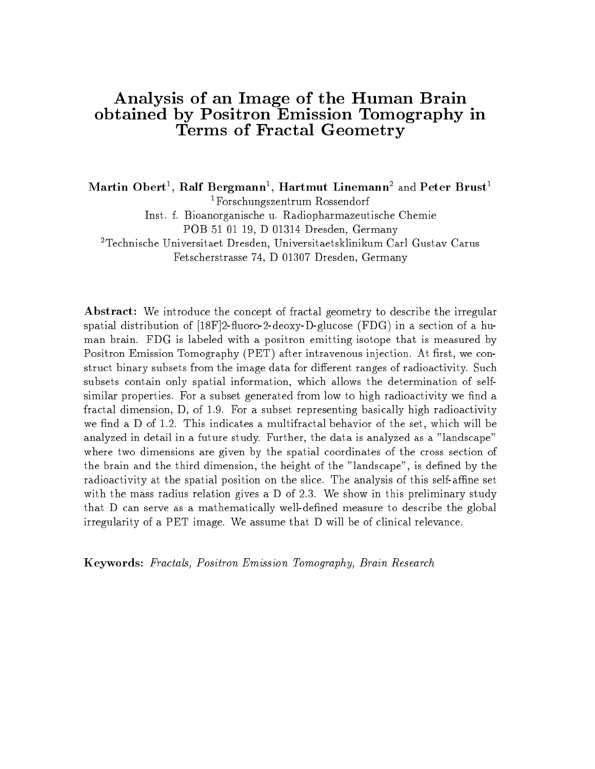# Analysis of an Image of the Human Brain obtained by Positron Emission Tomography in Terms of Fractal Geometry

**Martin Obert**[1], **Ralf Bergmann**[1], **Hartmut Linemann**[2] and **Peter Brust**[1]

[1]Forschungszentrum Rossendorf
Inst. f. Bioanorganische u. Radiopharmazeutische Chemie
POB 51 01 19, D 01314 Dresden, Germany

[2]Technische Universitaet Dresden, Universitaetsklinikum Carl Gustav Carus
Fetscherstrasse 74, D 01307 Dresden, Germany

**Abstract:** We introduce the concept of fractal geometry to describe the irregular spatial distribution of [18F]2-fluoro-2-deoxy-D-glucose (FDG) in a section of a human brain. FDG is labeled with a positron emitting isotope that is measured by Positron Emission Tomography (PET) after intravenous injection. At first, we construct binary subsets from the image data for different ranges of radioactivity. Such subsets contain only spatial information, which allows the determination of self-similar properties. For a subset generated from low to high radioactivity we find a fractal dimension, D, of 1.9. For a subset representing basically high radioactivity we find a D of 1.2. This indicates a multifractal behavior of the set, which will be analyzed in detail in a future study. Further, the data is analyzed as a "landscape" where two dimensions are given by the spatial coordinates of the cross section of the brain and the third dimension, the height of the "landscape", is defined by the radioactivity at the spatial position on the slice. The analysis of this self-affine set with the mass radius relation gives a D of 2.3. We show in this preliminary study that D can serve as a mathematically well-defined measure to describe the global irregularity of a PET image. We assume that D will be of clinical relevance.

**Keywords:** *Fractals, Positron Emission Tomography, Brain Research*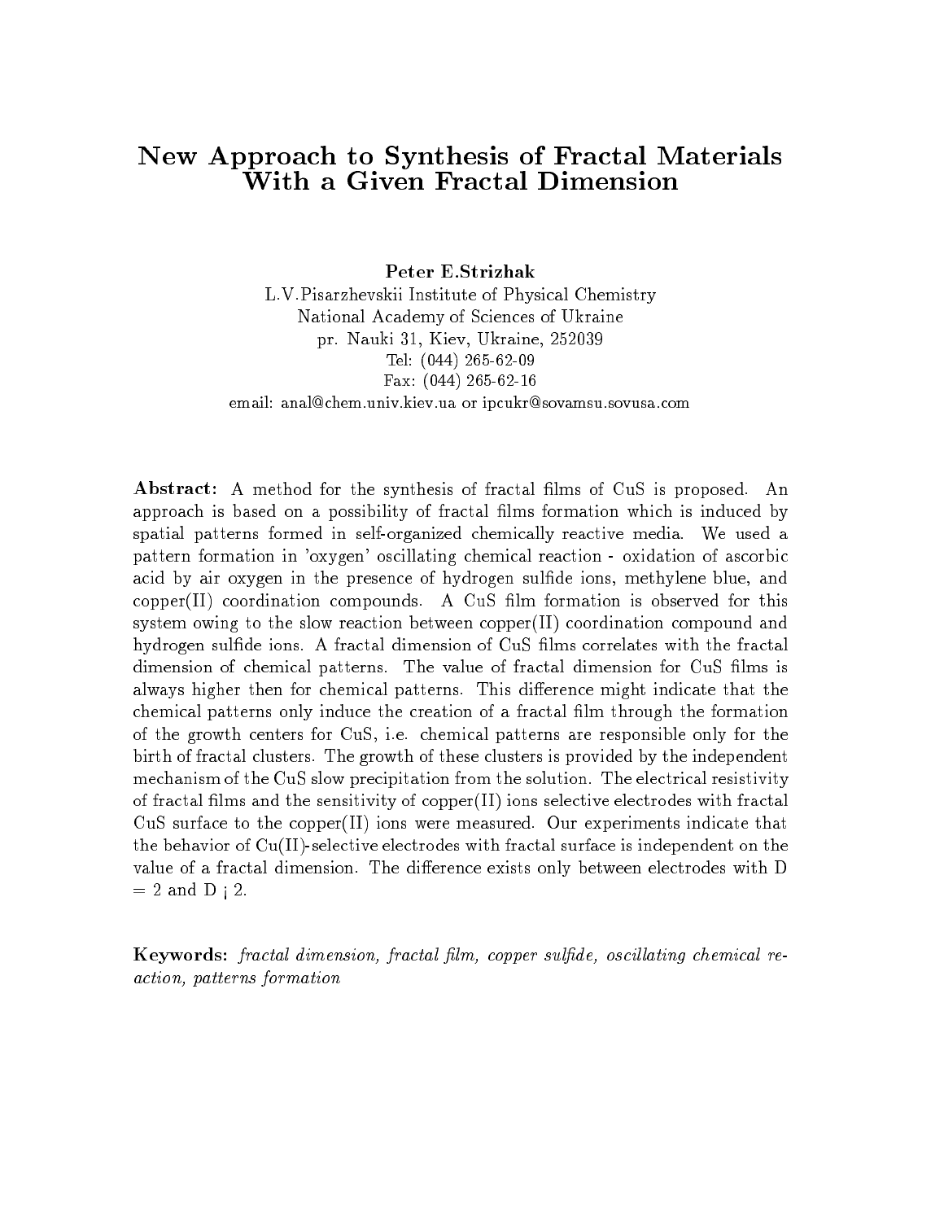# New Approach to Synthesis of Fractal Materials With a Given Fractal Dimension

**Peter E.Strizhak**

L.V.Pisarzhevskii Institute of Physical Chemistry
National Academy of Sciences of Ukraine
pr. Nauki 31, Kiev, Ukraine, 252039
Tel: (044) 265-62-09
Fax: (044) 265-62-16
email: anal@chem.univ.kiev.ua or ipcukr@sovamsu.sovusa.com

**Abstract:** A method for the synthesis of fractal films of CuS is proposed. An approach is based on a possibility of fractal films formation which is induced by spatial patterns formed in self-organized chemically reactive media. We used a pattern formation in 'oxygen' oscillating chemical reaction - oxidation of ascorbic acid by air oxygen in the presence of hydrogen sulfide ions, methylene blue, and copper(II) coordination compounds. A CuS film formation is observed for this system owing to the slow reaction between copper(II) coordination compound and hydrogen sulfide ions. A fractal dimension of CuS films correlates with the fractal dimension of chemical patterns. The value of fractal dimension for CuS films is always higher then for chemical patterns. This difference might indicate that the chemical patterns only induce the creation of a fractal film through the formation of the growth centers for CuS, i.e. chemical patterns are responsible only for the birth of fractal clusters. The growth of these clusters is provided by the independent mechanism of the CuS slow precipitation from the solution. The electrical resistivity of fractal films and the sensitivity of copper(II) ions selective electrodes with fractal CuS surface to the copper(II) ions were measured. Our experiments indicate that the behavior of Cu(II)-selective electrodes with fractal surface is independent on the value of a fractal dimension. The difference exists only between electrodes with D = 2 and D ¡ 2.

**Keywords:** *fractal dimension, fractal film, copper sulfide, oscillating chemical reaction, patterns formation*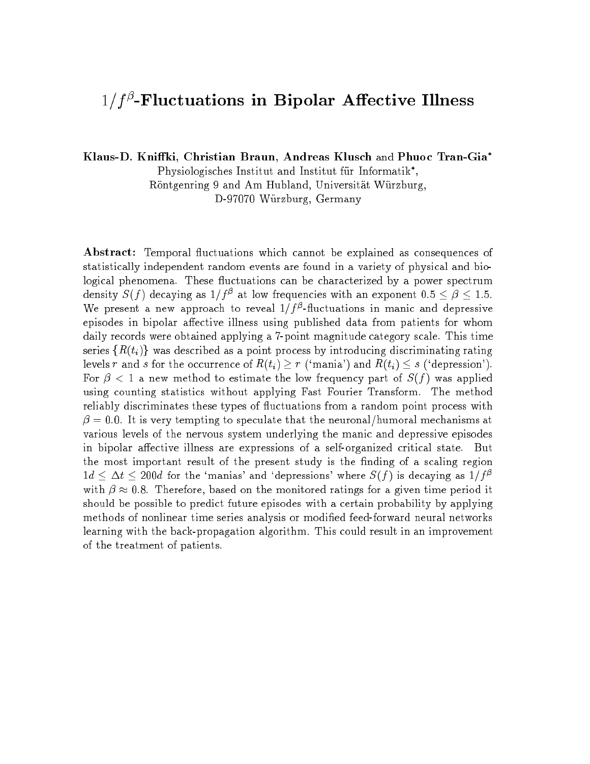# $1/f^{\beta}$-Fluctuations in Bipolar Affective Illness

**Klaus-D. Kniffki, Christian Braun, Andreas Klusch** and **Phuoc Tran-Gia***

Physiologisches Institut and Institut für Informatik*,
Röntgenring 9 and Am Hubland, Universität Würzburg,
D-97070 Würzburg, Germany

**Abstract:** Temporal fluctuations which cannot be explained as consequences of statistically independent random events are found in a variety of physical and biological phenomena. These fluctuations can be characterized by a power spectrum density $S(f)$ decaying as $1/f^{\beta}$ at low frequencies with an exponent $0.5 \leq \beta \leq 1.5$. We present a new approach to reveal $1/f^{\beta}$-fluctuations in manic and depressive episodes in bipolar affective illness using published data from patients for whom daily records were obtained applying a 7-point magnitude category scale. This time series $\{R(t_i)\}$ was described as a point process by introducing discriminating rating levels $r$ and $s$ for the occurrence of $R(t_i) \geq r$ ('mania') and $R(t_i) \leq s$ ('depression'). For $\beta < 1$ a new method to estimate the low frequency part of $S(f)$ was applied using counting statistics without applying Fast Fourier Transform. The method reliably discriminates these types of fluctuations from a random point process with $\beta = 0.0$. It is very tempting to speculate that the neuronal/humoral mechanisms at various levels of the nervous system underlying the manic and depressive episodes in bipolar affective illness are expressions of a self-organized critical state. But the most important result of the present study is the finding of a scaling region $1d \leq \Delta t \leq 200d$ for the 'manias' and 'depressions' where $S(f)$ is decaying as $1/f^{\beta}$ with $\beta \approx 0.8$. Therefore, based on the monitored ratings for a given time period it should be possible to predict future episodes with a certain probability by applying methods of nonlinear time series analysis or modified feed-forward neural networks learning with the back-propagation algorithm. This could result in an improvement of the treatment of patients.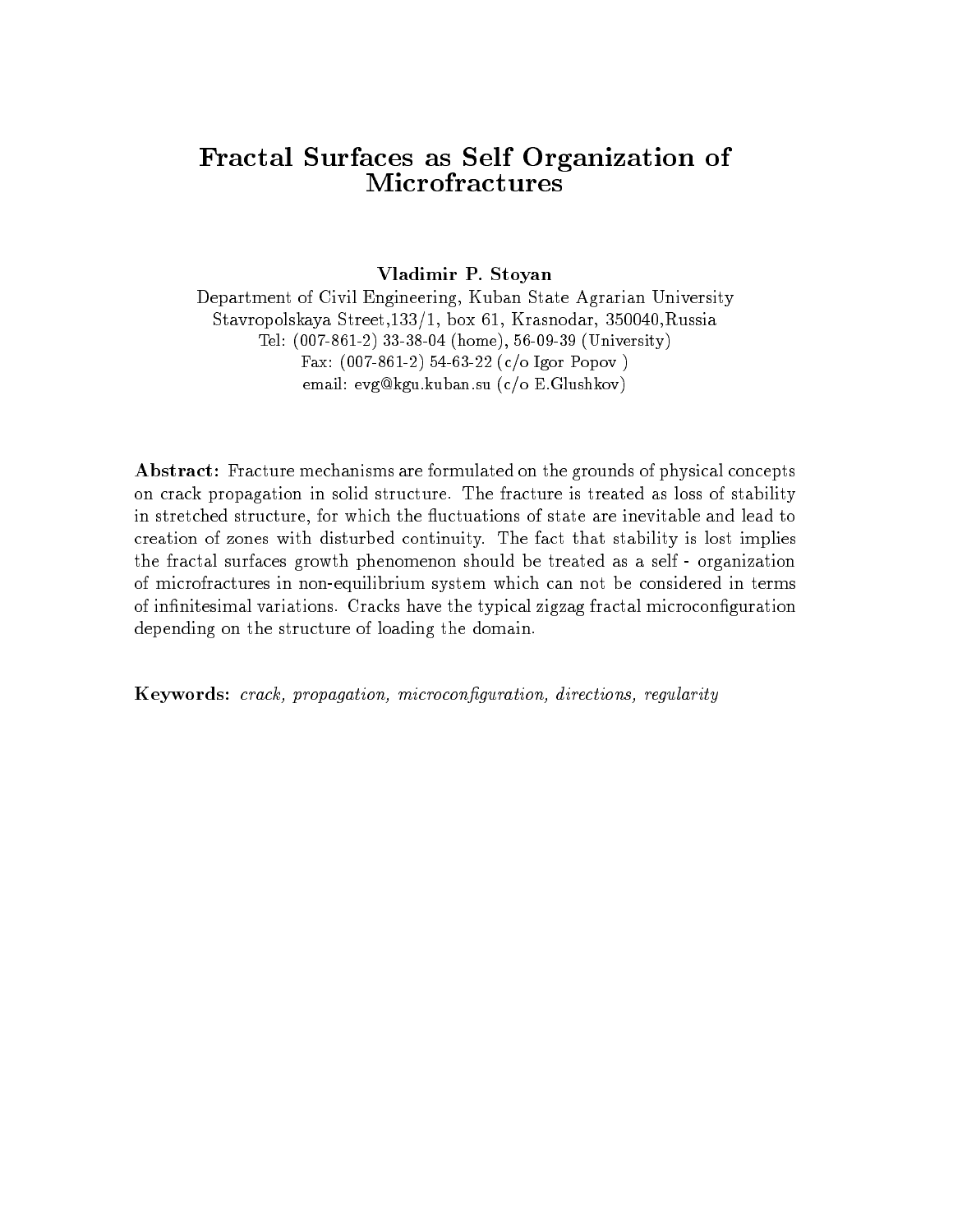# Fractal Surfaces as Self Organization of Microfractures

**Vladimir P. Stoyan**

Department of Civil Engineering, Kuban State Agrarian University
Stavropolskaya Street,133/1, box 61, Krasnodar, 350040,Russia
Tel: (007-861-2) 33-38-04 (home), 56-09-39 (University)
Fax: (007-861-2) 54-63-22 (c/o Igor Popov )
email: evg@kgu.kuban.su (c/o E.Glushkov)

**Abstract:** Fracture mechanisms are formulated on the grounds of physical concepts on crack propagation in solid structure. The fracture is treated as loss of stability in stretched structure, for which the fluctuations of state are inevitable and lead to creation of zones with disturbed continuity. The fact that stability is lost implies the fractal surfaces growth phenomenon should be treated as a self - organization of microfractures in non-equilibrium system which can not be considered in terms of infinitesimal variations. Cracks have the typical zigzag fractal microconfiguration depending on the structure of loading the domain.

**Keywords:** *crack, propagation, microconfiguration, directions, regularity*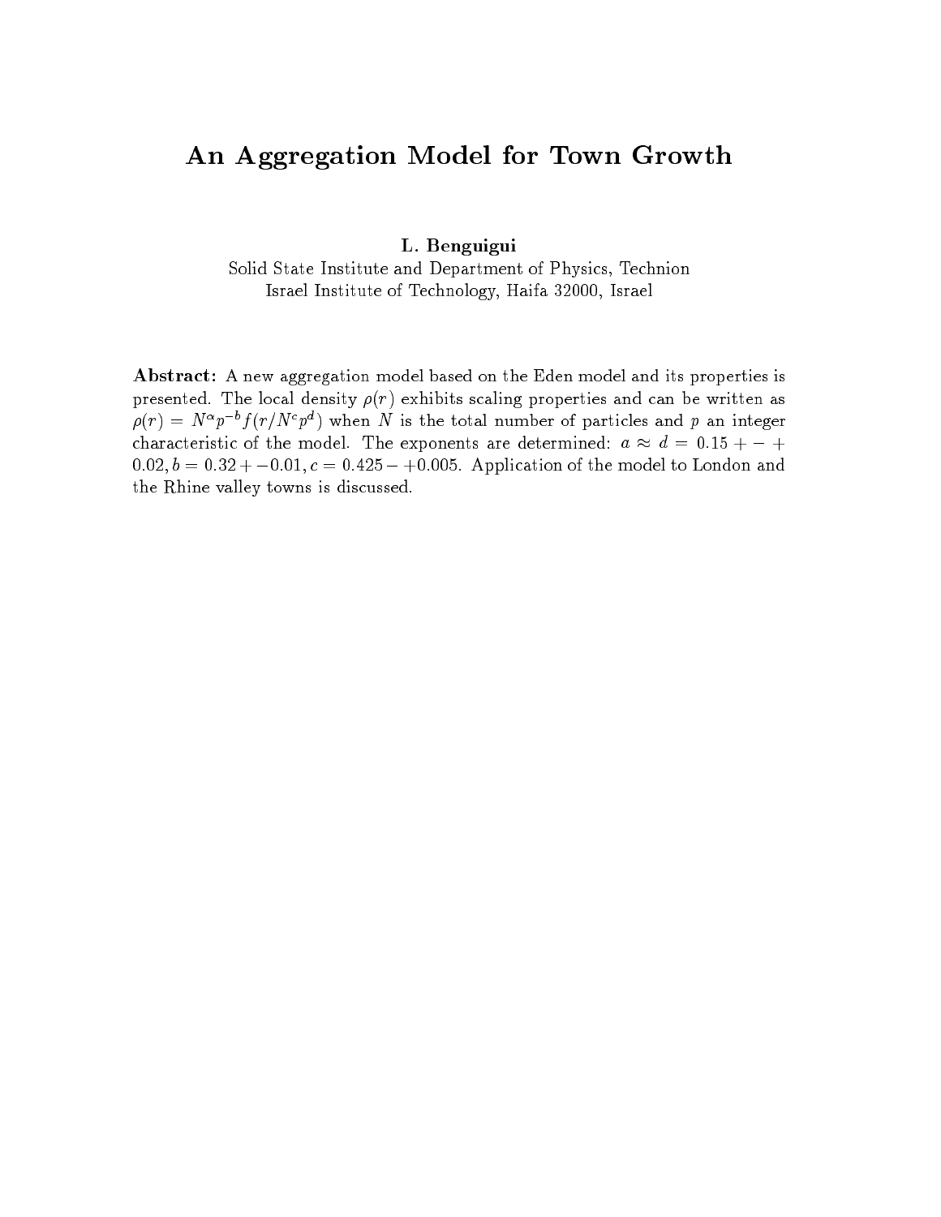# An Aggregation Model for Town Growth

**L. Benguigui**

Solid State Institute and Department of Physics, Technion
Israel Institute of Technology, Haifa 32000, Israel

**Abstract:** A new aggregation model based on the Eden model and its properties is presented. The local density $\rho(r)$ exhibits scaling properties and can be written as $\rho(r) = N^{\alpha} p^{-b} f(r/N^{c} p^{d})$ when $N$ is the total number of particles and $p$ an integer characteristic of the model. The exponents are determined: $a \approx d = 0.15 + - + 0.02, b = 0.32 + -0.01, c = 0.425 - +0.005$. Application of the model to London and the Rhine valley towns is discussed.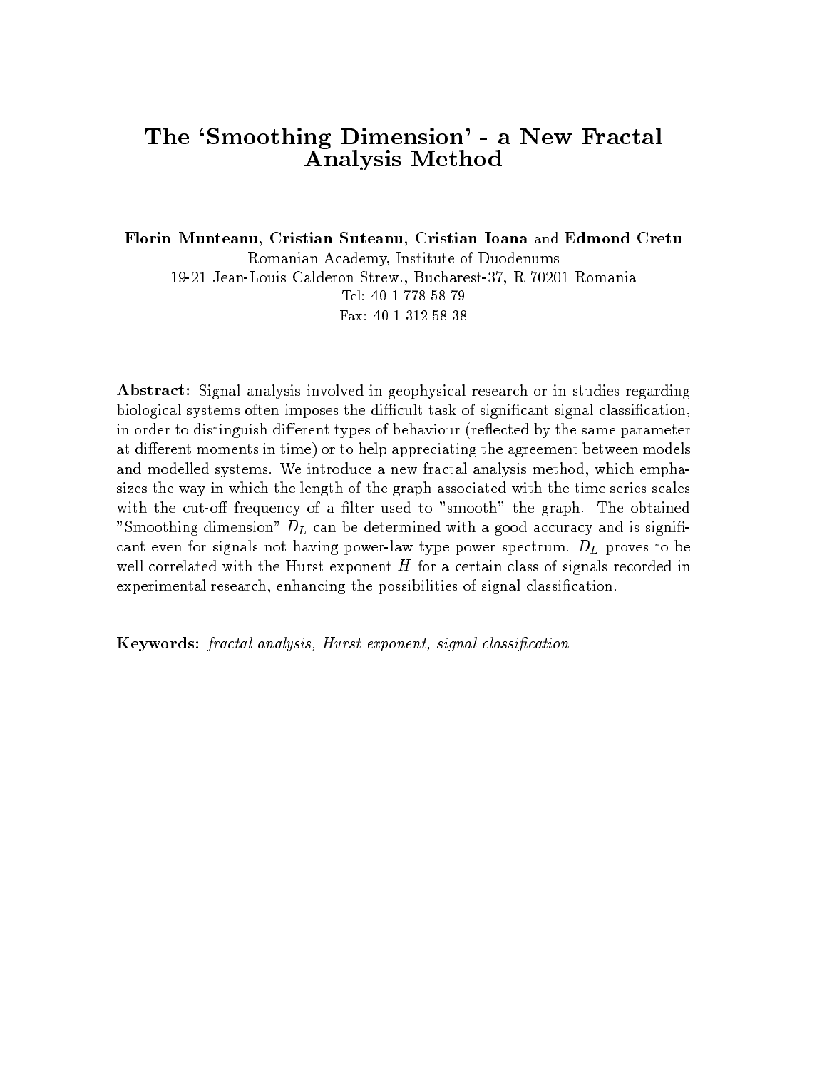# The 'Smoothing Dimension' - a New Fractal Analysis Method

**Florin Munteanu**, **Cristian Suteanu**, **Cristian Ioana** and **Edmond Cretu**

Romanian Academy, Institute of Duodenums
19-21 Jean-Louis Calderon Strew., Bucharest-37, R 70201 Romania
Tel: 40 1 778 58 79
Fax: 40 1 312 58 38

**Abstract:** Signal analysis involved in geophysical research or in studies regarding biological systems often imposes the difficult task of significant signal classification, in order to distinguish different types of behaviour (reflected by the same parameter at different moments in time) or to help appreciating the agreement between models and modelled systems. We introduce a new fractal analysis method, which emphasizes the way in which the length of the graph associated with the time series scales with the cut-off frequency of a filter used to "smooth" the graph. The obtained "Smoothing dimension" $D_L$ can be determined with a good accuracy and is significant even for signals not having power-law type power spectrum. $D_L$ proves to be well correlated with the Hurst exponent $H$ for a certain class of signals recorded in experimental research, enhancing the possibilities of signal classification.

**Keywords:** *fractal analysis, Hurst exponent, signal classification*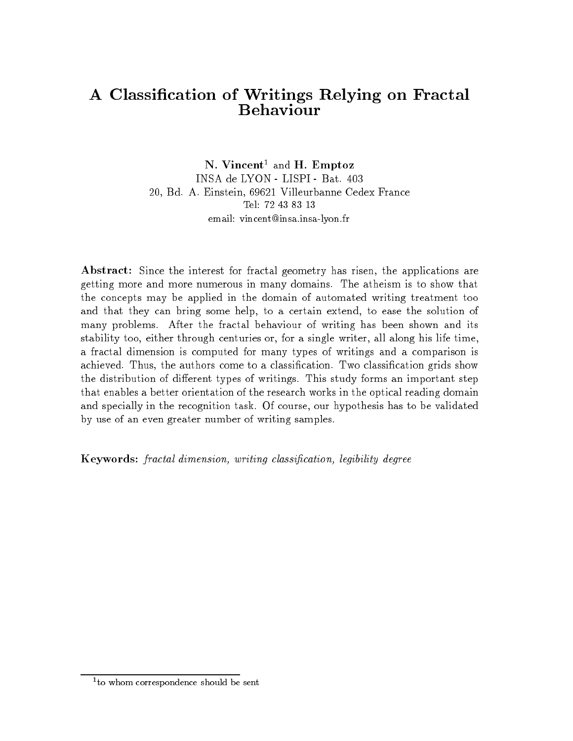# A Classification of Writings Relying on Fractal Behaviour

**N. Vincent**[1] and **H. Emptoz**
INSA de LYON - LISPI - Bat. 403
20, Bd. A. Einstein, 69621 Villeurbanne Cedex France
Tel: 72 43 83 13
email: vincent@insa.insa-lyon.fr

**Abstract:** Since the interest for fractal geometry has risen, the applications are getting more and more numerous in many domains. The atheism is to show that the concepts may be applied in the domain of automated writing treatment too and that they can bring some help, to a certain extend, to ease the solution of many problems. After the fractal behaviour of writing has been shown and its stability too, either through centuries or, for a single writer, all along his life time, a fractal dimension is computed for many types of writings and a comparison is achieved. Thus, the authors come to a classification. Two classification grids show the distribution of different types of writings. This study forms an important step that enables a better orientation of the research works in the optical reading domain and specially in the recognition task. Of course, our hypothesis has to be validated by use of an even greater number of writing samples.

**Keywords:** *fractal dimension, writing classification, legibility degree*

[1] to whom correspondence should be sent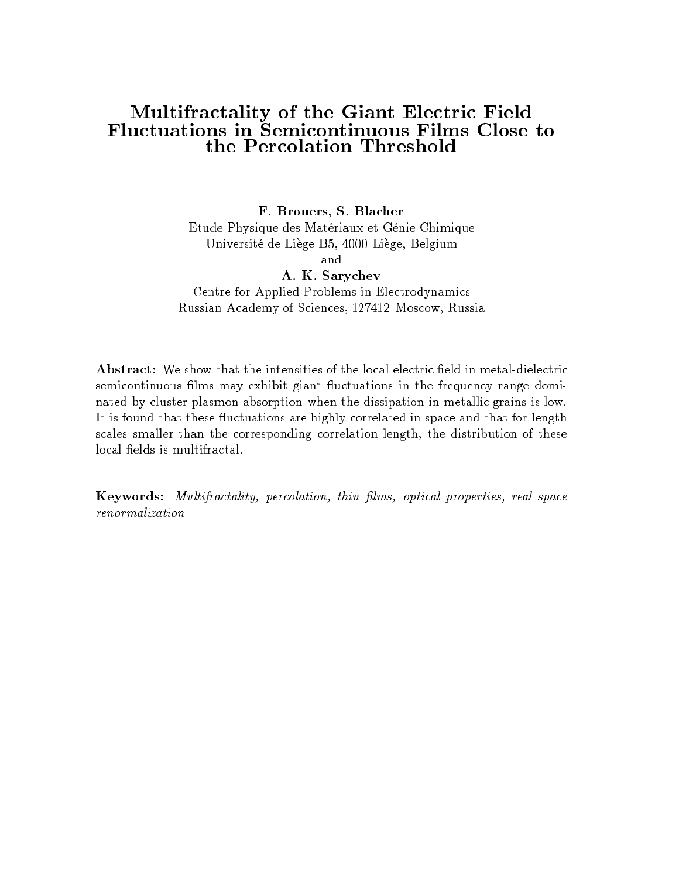# Multifractality of the Giant Electric Field Fluctuations in Semicontinuous Films Close to the Percolation Threshold

**F. Brouers, S. Blacher**

Etude Physique des Matériaux et Génie Chimique
Université de Liège B5, 4000 Liège, Belgium

and

**A. K. Sarychev**

Centre for Applied Problems in Electrodynamics
Russian Academy of Sciences, 127412 Moscow, Russia

**Abstract:** We show that the intensities of the local electric field in metal-dielectric semicontinuous films may exhibit giant fluctuations in the frequency range dominated by cluster plasmon absorption when the dissipation in metallic grains is low. It is found that these fluctuations are highly correlated in space and that for length scales smaller than the corresponding correlation length, the distribution of these local fields is multifractal.

**Keywords:** *Multifractality, percolation, thin films, optical properties, real space renormalization*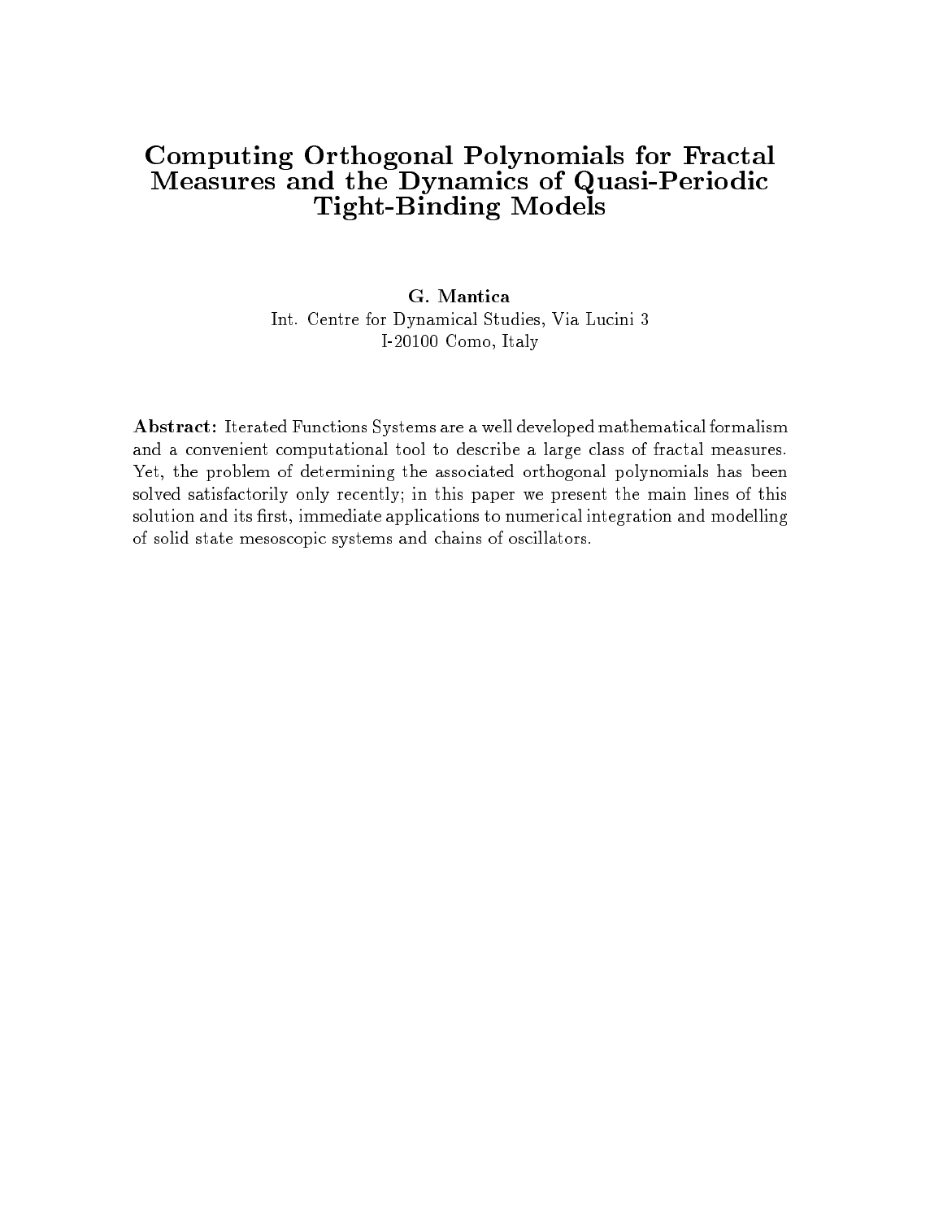# Computing Orthogonal Polynomials for Fractal Measures and the Dynamics of Quasi-Periodic Tight-Binding Models

**G. Mantica**

Int. Centre for Dynamical Studies, Via Lucini 3
I-20100 Como, Italy

**Abstract:** Iterated Functions Systems are a well developed mathematical formalism and a convenient computational tool to describe a large class of fractal measures. Yet, the problem of determining the associated orthogonal polynomials has been solved satisfactorily only recently; in this paper we present the main lines of this solution and its first, immediate applications to numerical integration and modelling of solid state mesoscopic systems and chains of oscillators.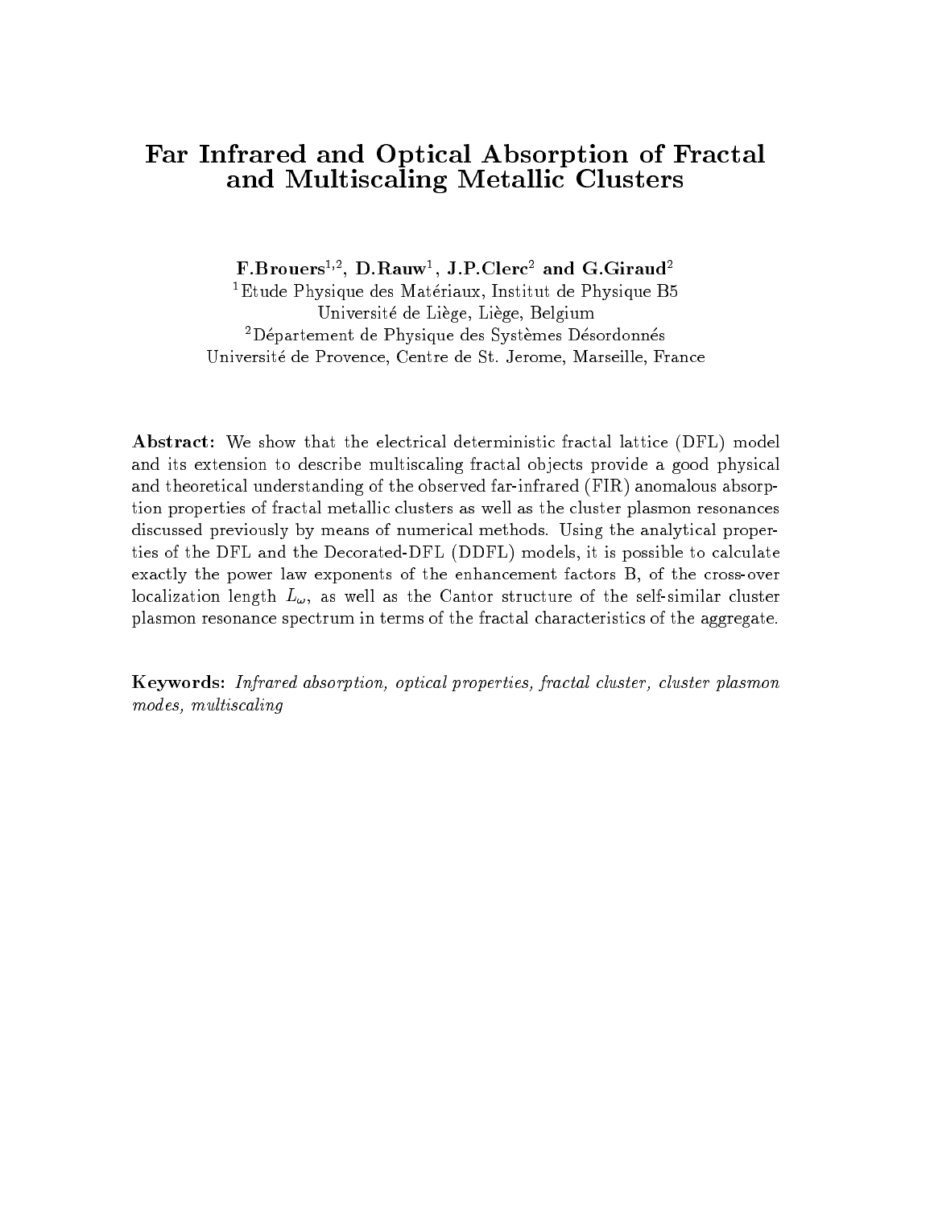# Far Infrared and Optical Absorption of Fractal and Multiscaling Metallic Clusters

**F.Brouers[1,2], D.Rauw[1], J.P.Clerc[2] and G.Giraud[2]**

[1]Etude Physique des Matériaux, Institut de Physique B5
Université de Liège, Liège, Belgium

[2]Département de Physique des Systèmes Désordonnés
Université de Provence, Centre de St. Jerome, Marseille, France

**Abstract:** We show that the electrical deterministic fractal lattice (DFL) model and its extension to describe multiscaling fractal objects provide a good physical and theoretical understanding of the observed far-infrared (FIR) anomalous absorption properties of fractal metallic clusters as well as the cluster plasmon resonances discussed previously by means of numerical methods. Using the analytical properties of the DFL and the Decorated-DFL (DDFL) models, it is possible to calculate exactly the power law exponents of the enhancement factors B, of the cross-over localization length $L_\omega$, as well as the Cantor structure of the self-similar cluster plasmon resonance spectrum in terms of the fractal characteristics of the aggregate.

**Keywords:** *Infrared absorption, optical properties, fractal cluster, cluster plasmon modes, multiscaling*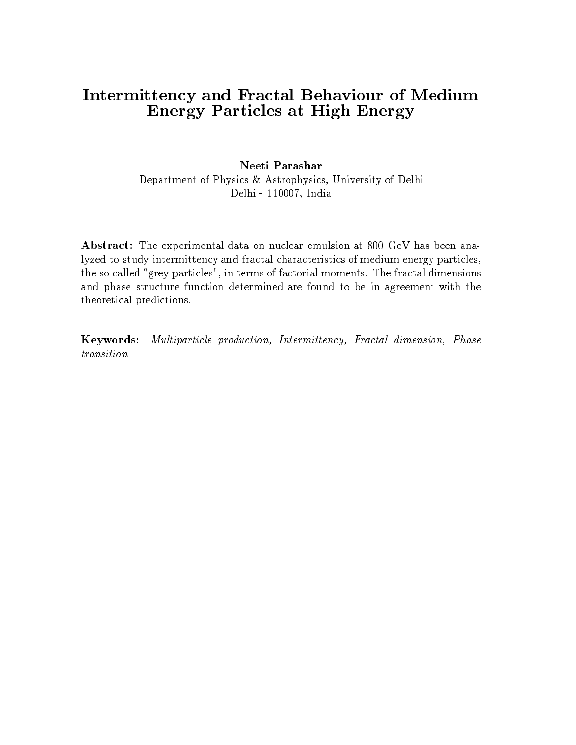# Intermittency and Fractal Behaviour of Medium Energy Particles at High Energy

**Neeti Parashar**
Department of Physics & Astrophysics, University of Delhi
Delhi - 110007, India

**Abstract:** The experimental data on nuclear emulsion at 800 GeV has been analyzed to study intermittency and fractal characteristics of medium energy particles, the so called "grey particles", in terms of factorial moments. The fractal dimensions and phase structure function determined are found to be in agreement with the theoretical predictions.

**Keywords:** *Multiparticle production, Intermittency, Fractal dimension, Phase transition*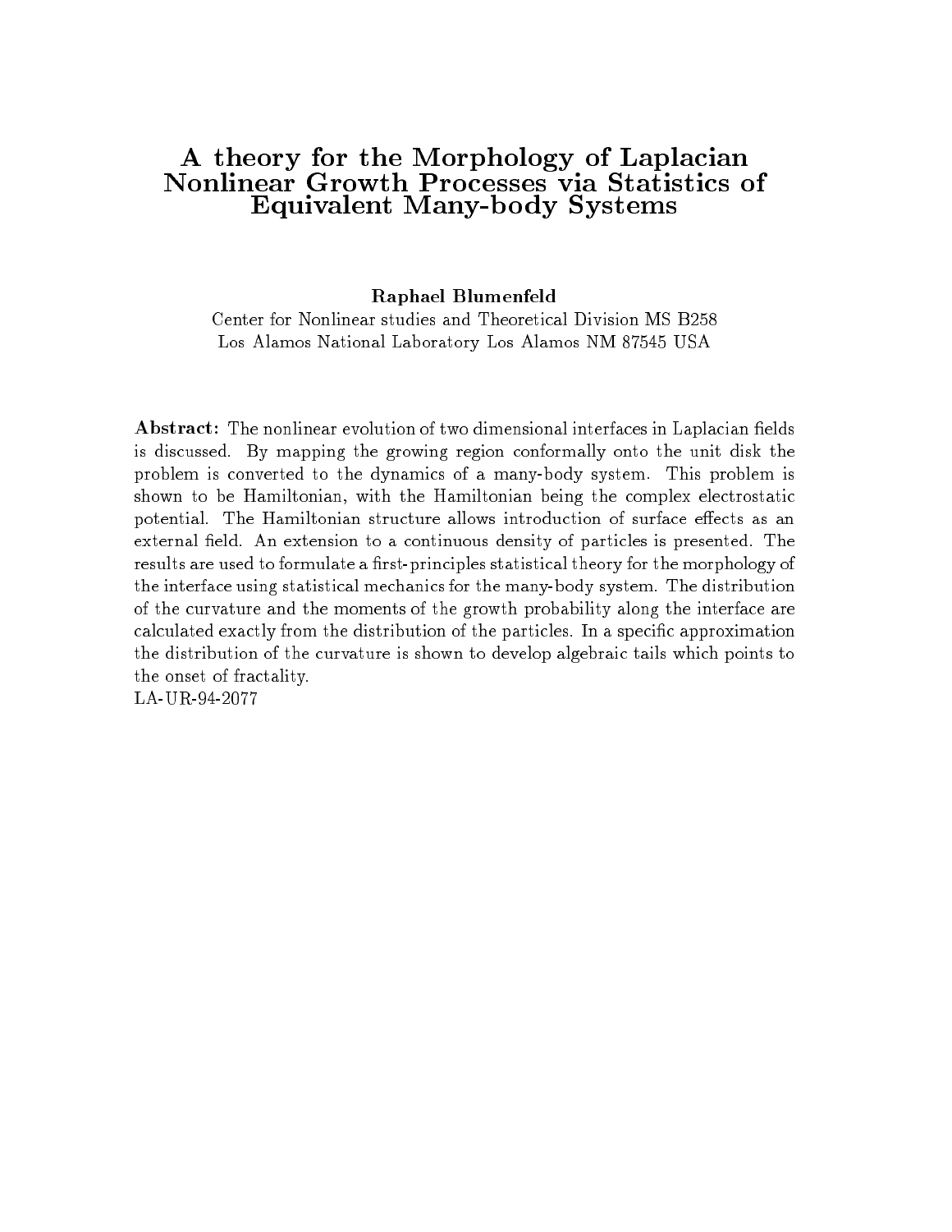# A theory for the Morphology of Laplacian Nonlinear Growth Processes via Statistics of Equivalent Many-body Systems

**Raphael Blumenfeld**

Center for Nonlinear studies and Theoretical Division MS B258
Los Alamos National Laboratory Los Alamos NM 87545 USA

**Abstract:** The nonlinear evolution of two dimensional interfaces in Laplacian fields is discussed. By mapping the growing region conformally onto the unit disk the problem is converted to the dynamics of a many-body system. This problem is shown to be Hamiltonian, with the Hamiltonian being the complex electrostatic potential. The Hamiltonian structure allows introduction of surface effects as an external field. An extension to a continuous density of particles is presented. The results are used to formulate a first-principles statistical theory for the morphology of the interface using statistical mechanics for the many-body system. The distribution of the curvature and the moments of the growth probability along the interface are calculated exactly from the distribution of the particles. In a specific approximation the distribution of the curvature is shown to develop algebraic tails which points to the onset of fractality.
LA-UR-94-2077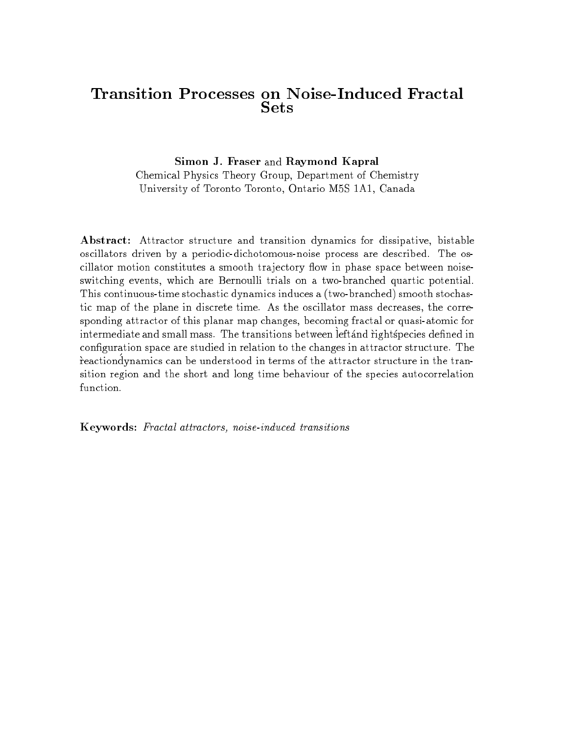# Transition Processes on Noise-Induced Fractal Sets

**Simon J. Fraser** and **Raymond Kapral**

Chemical Physics Theory Group, Department of Chemistry
University of Toronto Toronto, Ontario M5S 1A1, Canada

**Abstract:** Attractor structure and transition dynamics for dissipative, bistable oscillators driven by a periodic-dichotomous-noise process are described. The oscillator motion constitutes a smooth trajectory flow in phase space between noise-switching events, which are Bernoulli trials on a two-branched quartic potential. This continuous-time stochastic dynamics induces a (two-branched) smooth stochastic map of the plane in discrete time. As the oscillator mass decreases, the corresponding attractor of this planar map changes, becoming fractal or quasi-atomic for intermediate and small mass. The transitions between `left' and `right' species defined in configuration space are studied in relation to the changes in attractor structure. The `reaction' dynamics can be understood in terms of the attractor structure in the transition region and the short and long time behaviour of the species autocorrelation function.

**Keywords:** *Fractal attractors, noise-induced transitions*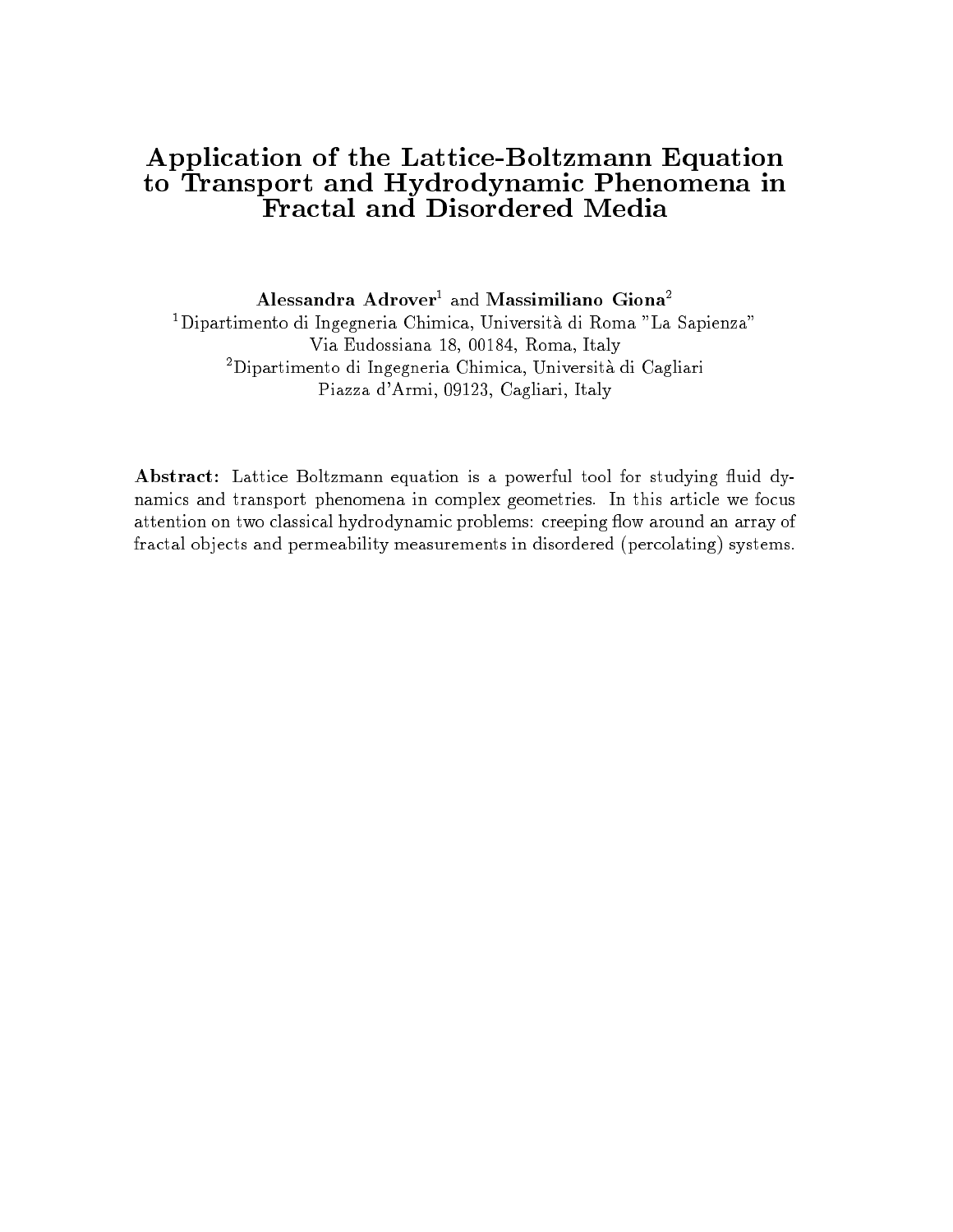# Application of the Lattice-Boltzmann Equation to Transport and Hydrodynamic Phenomena in Fractal and Disordered Media

**Alessandra Adrover**[1] and **Massimiliano Giona**[2]

[1]Dipartimento di Ingegneria Chimica, Università di Roma "La Sapienza"
Via Eudossiana 18, 00184, Roma, Italy

[2]Dipartimento di Ingegneria Chimica, Università di Cagliari
Piazza d'Armi, 09123, Cagliari, Italy

**Abstract:** Lattice Boltzmann equation is a powerful tool for studying fluid dynamics and transport phenomena in complex geometries. In this article we focus attention on two classical hydrodynamic problems: creeping flow around an array of fractal objects and permeability measurements in disordered (percolating) systems.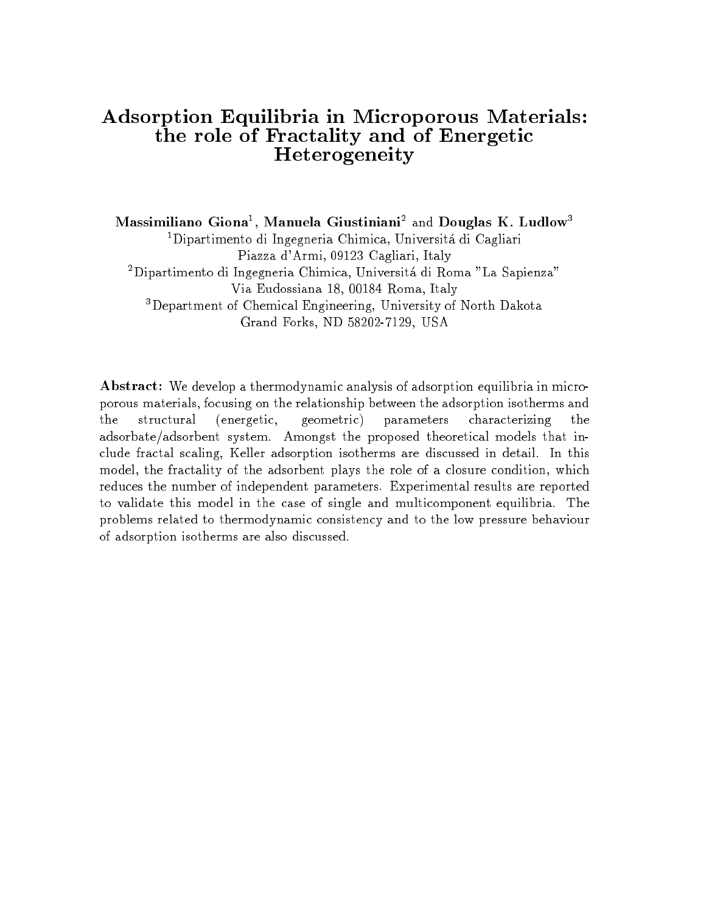# Adsorption Equilibria in Microporous Materials: the role of Fractality and of Energetic Heterogeneity

**Massimiliano Giona**[1], **Manuela Giustiniani**[2] and **Douglas K. Ludlow**[3]

[1]Dipartimento di Ingegneria Chimica, Universitá di Cagliari
Piazza d'Armi, 09123 Cagliari, Italy

[2]Dipartimento di Ingegneria Chimica, Universitá di Roma "La Sapienza"
Via Eudossiana 18, 00184 Roma, Italy

[3]Department of Chemical Engineering, University of North Dakota
Grand Forks, ND 58202-7129, USA

**Abstract:** We develop a thermodynamic analysis of adsorption equilibria in microporous materials, focusing on the relationship between the adsorption isotherms and the structural (energetic, geometric) parameters characterizing the adsorbate/adsorbent system. Amongst the proposed theoretical models that include fractal scaling, Keller adsorption isotherms are discussed in detail. In this model, the fractality of the adsorbent plays the role of a closure condition, which reduces the number of independent parameters. Experimental results are reported to validate this model in the case of single and multicomponent equilibria. The problems related to thermodynamic consistency and to the low pressure behaviour of adsorption isotherms are also discussed.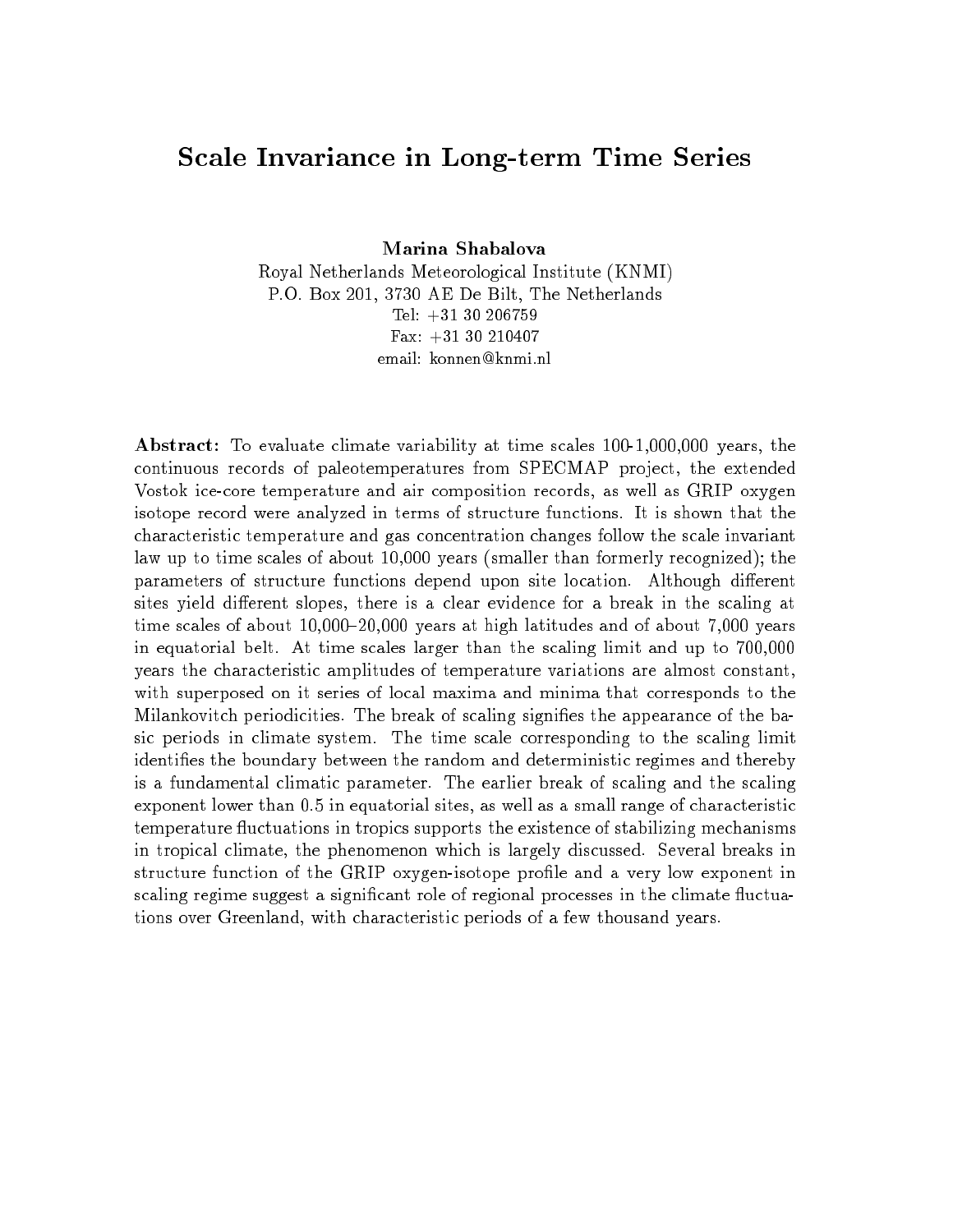# Scale Invariance in Long-term Time Series

**Marina Shabalova**

Royal Netherlands Meteorological Institute (KNMI)
P.O. Box 201, 3730 AE De Bilt, The Netherlands
Tel: +31 30 206759
Fax: +31 30 210407
email: konnen@knmi.nl

**Abstract:** To evaluate climate variability at time scales 100-1,000,000 years, the continuous records of paleotemperatures from SPECMAP project, the extended Vostok ice-core temperature and air composition records, as well as GRIP oxygen isotope record were analyzed in terms of structure functions. It is shown that the characteristic temperature and gas concentration changes follow the scale invariant law up to time scales of about 10,000 years (smaller than formerly recognized); the parameters of structure functions depend upon site location. Although different sites yield different slopes, there is a clear evidence for a break in the scaling at time scales of about 10,000–20,000 years at high latitudes and of about 7,000 years in equatorial belt. At time scales larger than the scaling limit and up to 700,000 years the characteristic amplitudes of temperature variations are almost constant, with superposed on it series of local maxima and minima that corresponds to the Milankovitch periodicities. The break of scaling signifies the appearance of the basic periods in climate system. The time scale corresponding to the scaling limit identifies the boundary between the random and deterministic regimes and thereby is a fundamental climatic parameter. The earlier break of scaling and the scaling exponent lower than 0.5 in equatorial sites, as well as a small range of characteristic temperature fluctuations in tropics supports the existence of stabilizing mechanisms in tropical climate, the phenomenon which is largely discussed. Several breaks in structure function of the GRIP oxygen-isotope profile and a very low exponent in scaling regime suggest a significant role of regional processes in the climate fluctuations over Greenland, with characteristic periods of a few thousand years.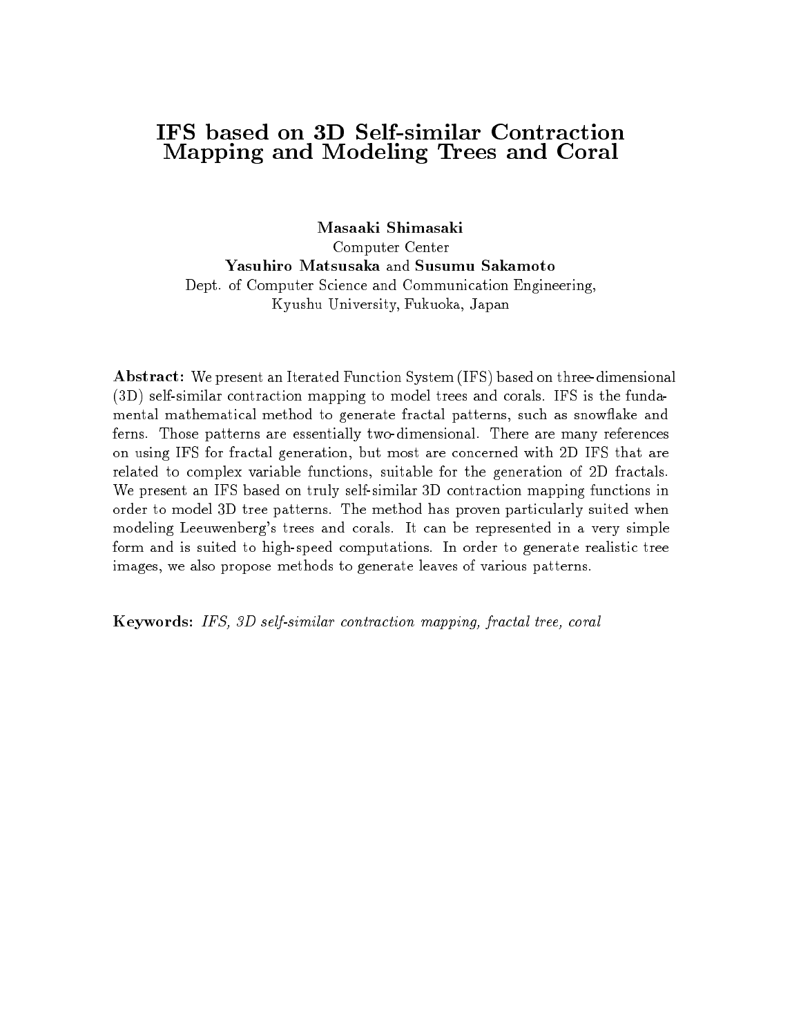# IFS based on 3D Self-similar Contraction Mapping and Modeling Trees and Coral

**Masaaki Shimasaki**
Computer Center
**Yasuhiro Matsusaka** and **Susumu Sakamoto**
Dept. of Computer Science and Communication Engineering,
Kyushu University, Fukuoka, Japan

**Abstract:** We present an Iterated Function System (IFS) based on three-dimensional (3D) self-similar contraction mapping to model trees and corals. IFS is the fundamental mathematical method to generate fractal patterns, such as snowflake and ferns. Those patterns are essentially two-dimensional. There are many references on using IFS for fractal generation, but most are concerned with 2D IFS that are related to complex variable functions, suitable for the generation of 2D fractals. We present an IFS based on truly self-similar 3D contraction mapping functions in order to model 3D tree patterns. The method has proven particularly suited when modeling Leeuwenberg's trees and corals. It can be represented in a very simple form and is suited to high-speed computations. In order to generate realistic tree images, we also propose methods to generate leaves of various patterns.

**Keywords:** *IFS, 3D self-similar contraction mapping, fractal tree, coral*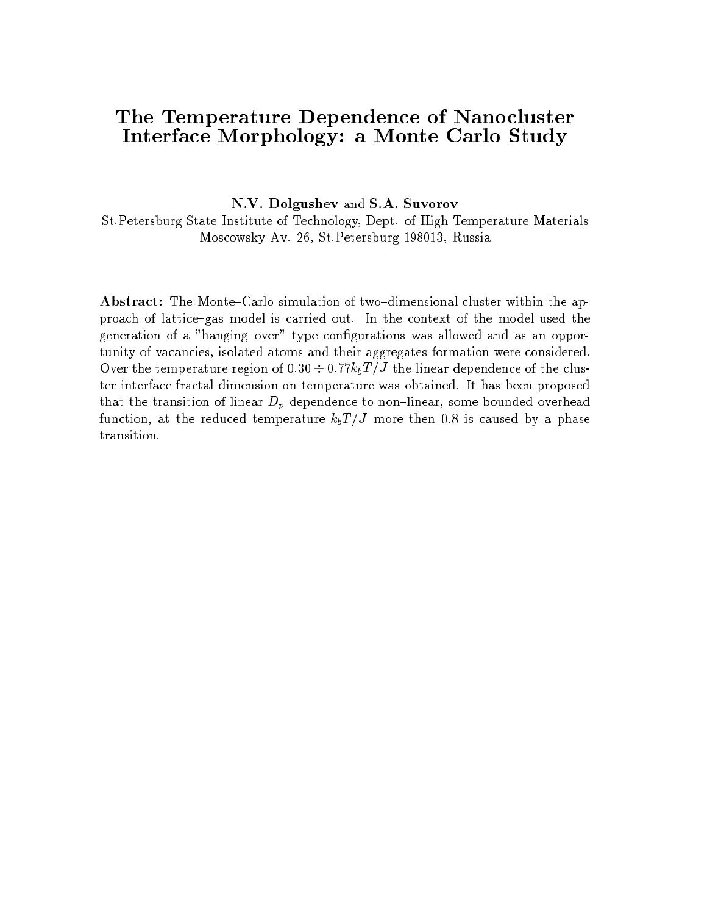# The Temperature Dependence of Nanocluster Interface Morphology: a Monte Carlo Study

**N.V. Dolgushev** and **S.A. Suvorov**

St.Petersburg State Institute of Technology, Dept. of High Temperature Materials
Moscowsky Av. 26, St.Petersburg 198013, Russia

**Abstract:** The Monte–Carlo simulation of two–dimensional cluster within the approach of lattice–gas model is carried out. In the context of the model used the generation of a "hanging–over" type configurations was allowed and as an opportunity of vacancies, isolated atoms and their aggregates formation were considered. Over the temperature region of $0.30 \div 0.77 k_b T/J$ the linear dependence of the cluster interface fractal dimension on temperature was obtained. It has been proposed that the transition of linear $D_p$ dependence to non–linear, some bounded overhead function, at the reduced temperature $k_b T/J$ more then 0.8 is caused by a phase transition.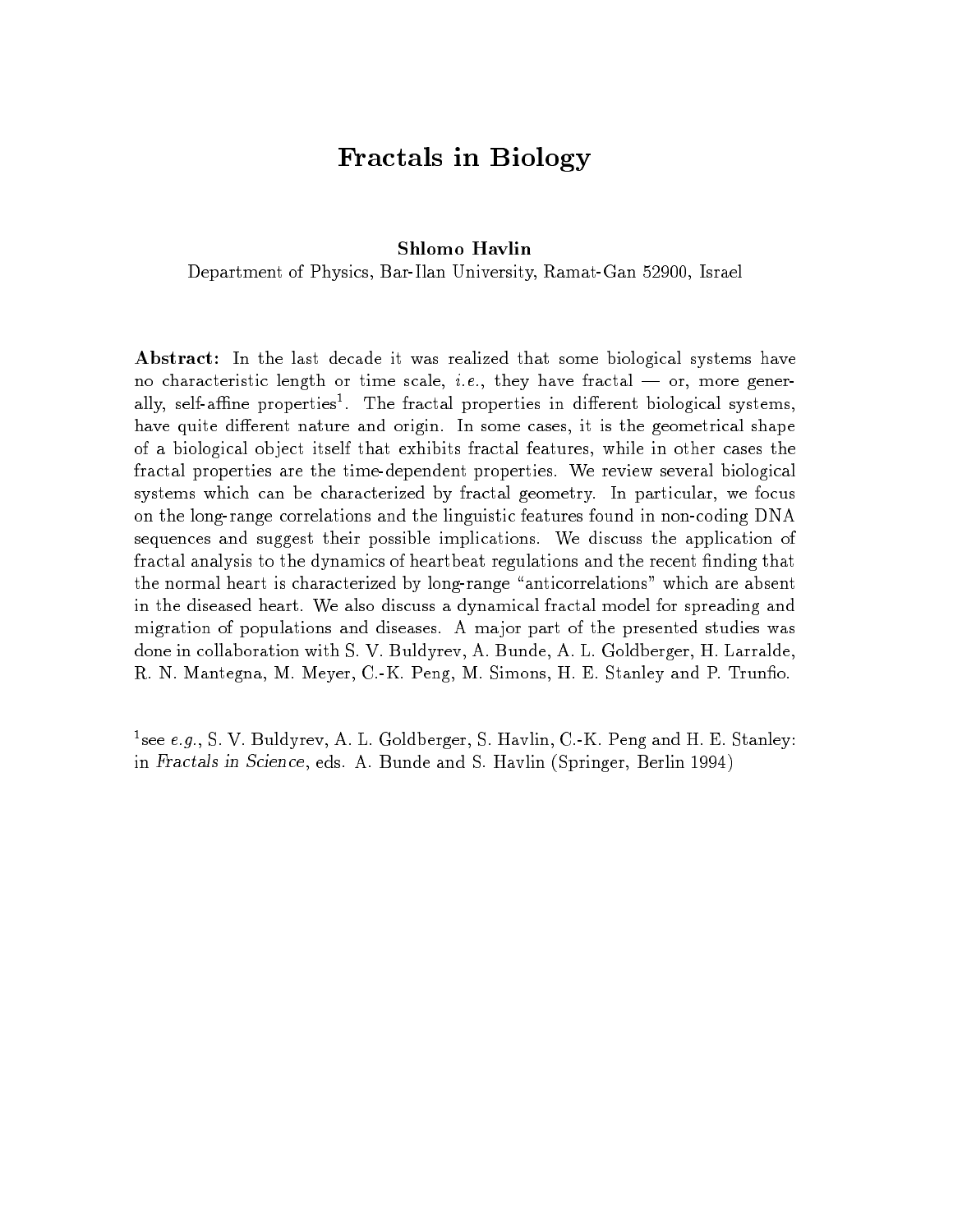# Fractals in Biology

**Shlomo Havlin**

Department of Physics, Bar-Ilan University, Ramat-Gan 52900, Israel

**Abstract:** In the last decade it was realized that some biological systems have no characteristic length or time scale, *i.e.*, they have fractal — or, more generally, self-affine properties[1]. The fractal properties in different biological systems, have quite different nature and origin. In some cases, it is the geometrical shape of a biological object itself that exhibits fractal features, while in other cases the fractal properties are the time-dependent properties. We review several biological systems which can be characterized by fractal geometry. In particular, we focus on the long-range correlations and the linguistic features found in non-coding DNA sequences and suggest their possible implications. We discuss the application of fractal analysis to the dynamics of heartbeat regulations and the recent finding that the normal heart is characterized by long-range "anticorrelations" which are absent in the diseased heart. We also discuss a dynamical fractal model for spreading and migration of populations and diseases. A major part of the presented studies was done in collaboration with S. V. Buldyrev, A. Bunde, A. L. Goldberger, H. Larralde, R. N. Mantegna, M. Meyer, C.-K. Peng, M. Simons, H. E. Stanley and P. Trunfio.

[1] see *e.g.*, S. V. Buldyrev, A. L. Goldberger, S. Havlin, C.-K. Peng and H. E. Stanley: in *Fractals in Science*, eds. A. Bunde and S. Havlin (Springer, Berlin 1994)